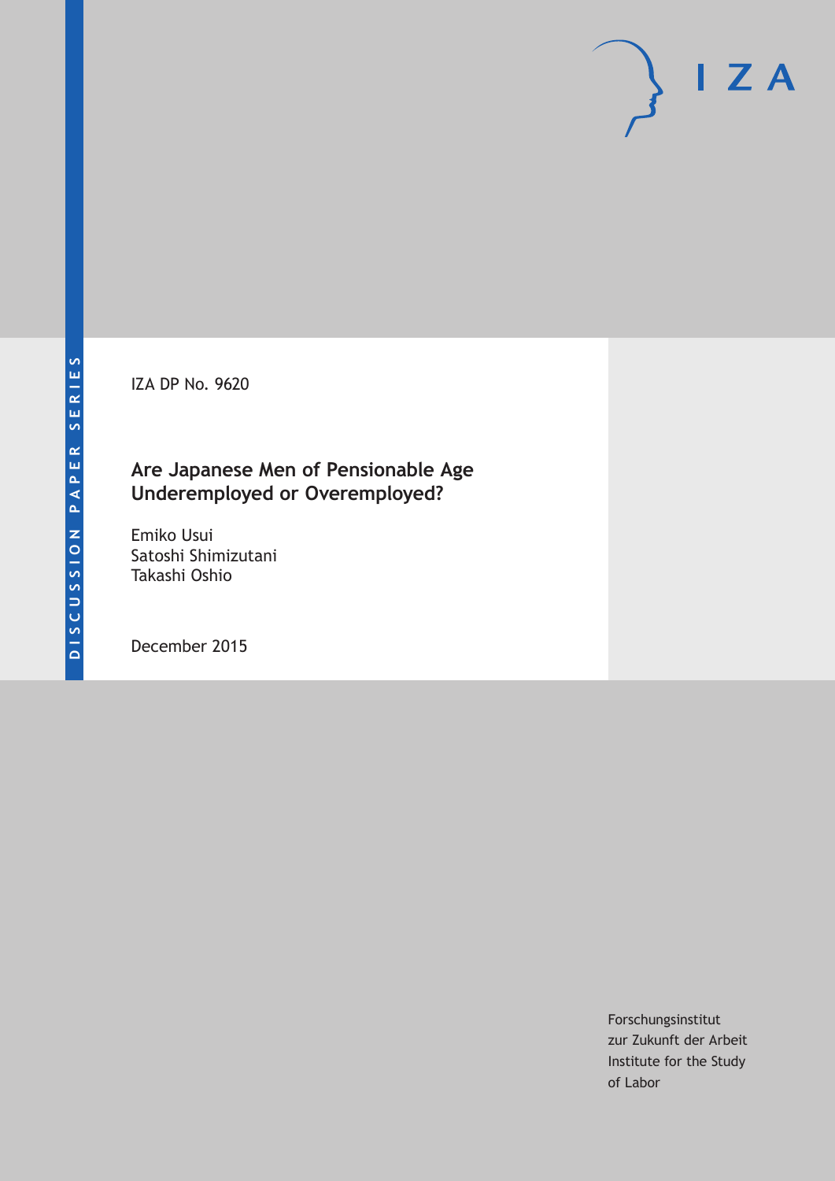DISCUSSION PAPER SERIES

IZA

IZA DP No. 9620

# Are Japanese Men of Pensionable Age Underemployed or Overemployed?

Emiko Usui
Satoshi Shimizutani
Takashi Oshio

December 2015

Forschungsinstitut
zur Zukunft der Arbeit
Institute for the Study
of Labor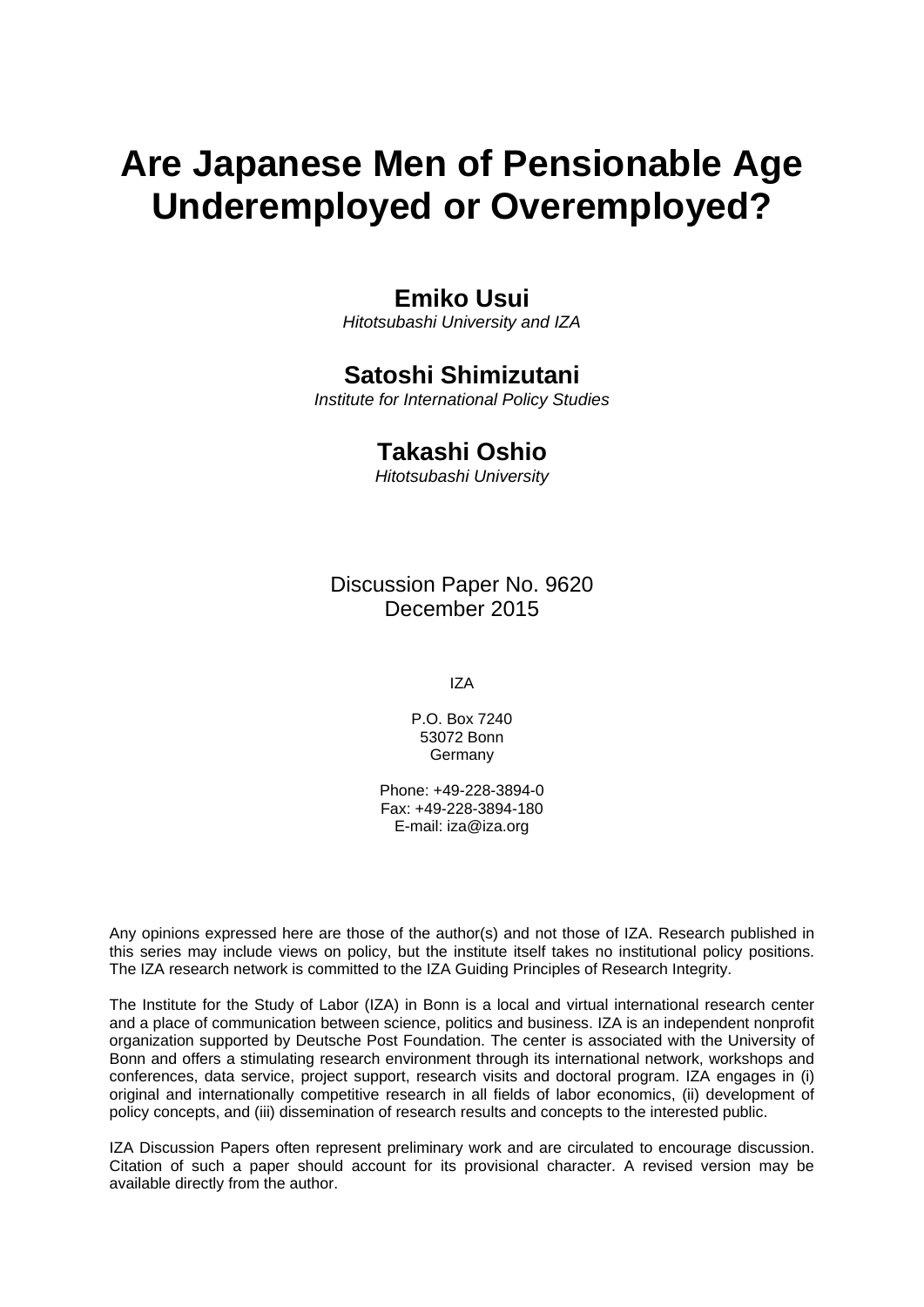# Are Japanese Men of Pensionable Age Underemployed or Overemployed?

**Emiko Usui**
*Hitotsubashi University and IZA*

**Satoshi Shimizutani**
*Institute for International Policy Studies*

**Takashi Oshio**
*Hitotsubashi University*

Discussion Paper No. 9620
December 2015

IZA

P.O. Box 7240
53072 Bonn
Germany

Phone: +49-228-3894-0
Fax: +49-228-3894-180
E-mail: iza@iza.org

Any opinions expressed here are those of the author(s) and not those of IZA. Research published in this series may include views on policy, but the institute itself takes no institutional policy positions. The IZA research network is committed to the IZA Guiding Principles of Research Integrity.

The Institute for the Study of Labor (IZA) in Bonn is a local and virtual international research center and a place of communication between science, politics and business. IZA is an independent nonprofit organization supported by Deutsche Post Foundation. The center is associated with the University of Bonn and offers a stimulating research environment through its international network, workshops and conferences, data service, project support, research visits and doctoral program. IZA engages in (i) original and internationally competitive research in all fields of labor economics, (ii) development of policy concepts, and (iii) dissemination of research results and concepts to the interested public.

IZA Discussion Papers often represent preliminary work and are circulated to encourage discussion. Citation of such a paper should account for its provisional character. A revised version may be available directly from the author.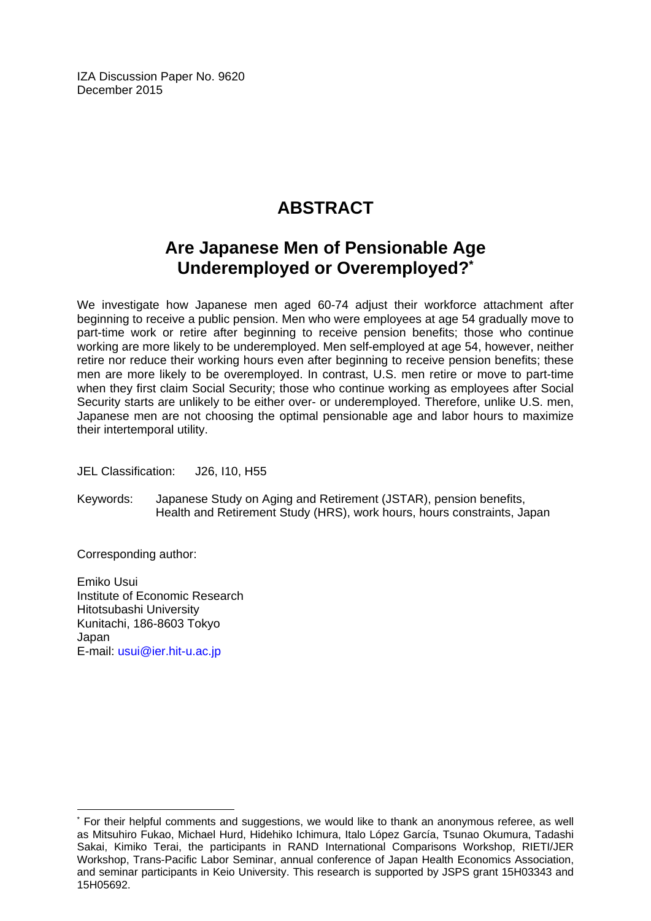IZA Discussion Paper No. 9620
December 2015

# ABSTRACT

## Are Japanese Men of Pensionable Age Underemployed or Overemployed?*

We investigate how Japanese men aged 60-74 adjust their workforce attachment after beginning to receive a public pension. Men who were employees at age 54 gradually move to part-time work or retire after beginning to receive pension benefits; those who continue working are more likely to be underemployed. Men self-employed at age 54, however, neither retire nor reduce their working hours even after beginning to receive pension benefits; these men are more likely to be overemployed. In contrast, U.S. men retire or move to part-time when they first claim Social Security; those who continue working as employees after Social Security starts are unlikely to be either over- or underemployed. Therefore, unlike U.S. men, Japanese men are not choosing the optimal pensionable age and labor hours to maximize their intertemporal utility.

JEL Classification: J26, I10, H55

Keywords: Japanese Study on Aging and Retirement (JSTAR), pension benefits, Health and Retirement Study (HRS), work hours, hours constraints, Japan

Corresponding author:

Emiko Usui
Institute of Economic Research
Hitotsubashi University
Kunitachi, 186-8603 Tokyo
Japan
E-mail: usui@ier.hit-u.ac.jp

---

* For their helpful comments and suggestions, we would like to thank an anonymous referee, as well as Mitsuhiro Fukao, Michael Hurd, Hidehiko Ichimura, Italo López García, Tsunao Okumura, Tadashi Sakai, Kimiko Terai, the participants in RAND International Comparisons Workshop, RIETI/JER Workshop, Trans-Pacific Labor Seminar, annual conference of Japan Health Economics Association, and seminar participants in Keio University. This research is supported by JSPS grant 15H03343 and 15H05692.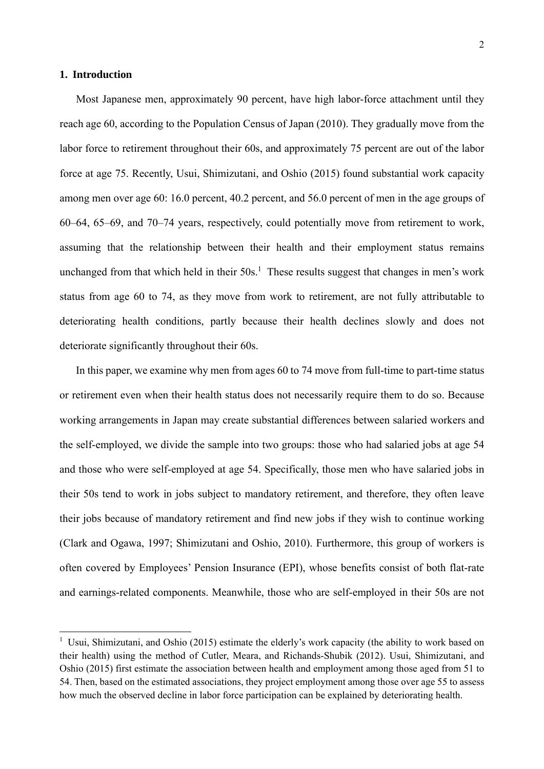## 1. Introduction

Most Japanese men, approximately 90 percent, have high labor-force attachment until they reach age 60, according to the Population Census of Japan (2010). They gradually move from the labor force to retirement throughout their 60s, and approximately 75 percent are out of the labor force at age 75. Recently, Usui, Shimizutani, and Oshio (2015) found substantial work capacity among men over age 60: 16.0 percent, 40.2 percent, and 56.0 percent of men in the age groups of 60–64, 65–69, and 70–74 years, respectively, could potentially move from retirement to work, assuming that the relationship between their health and their employment status remains unchanged from that which held in their 50s.[1] These results suggest that changes in men's work status from age 60 to 74, as they move from work to retirement, are not fully attributable to deteriorating health conditions, partly because their health declines slowly and does not deteriorate significantly throughout their 60s.

In this paper, we examine why men from ages 60 to 74 move from full-time to part-time status or retirement even when their health status does not necessarily require them to do so. Because working arrangements in Japan may create substantial differences between salaried workers and the self-employed, we divide the sample into two groups: those who had salaried jobs at age 54 and those who were self-employed at age 54. Specifically, those men who have salaried jobs in their 50s tend to work in jobs subject to mandatory retirement, and therefore, they often leave their jobs because of mandatory retirement and find new jobs if they wish to continue working (Clark and Ogawa, 1997; Shimizutani and Oshio, 2010). Furthermore, this group of workers is often covered by Employees' Pension Insurance (EPI), whose benefits consist of both flat-rate and earnings-related components. Meanwhile, those who are self-employed in their 50s are not

[1] Usui, Shimizutani, and Oshio (2015) estimate the elderly's work capacity (the ability to work based on their health) using the method of Cutler, Meara, and Richards-Shubik (2012). Usui, Shimizutani, and Oshio (2015) first estimate the association between health and employment among those aged from 51 to 54. Then, based on the estimated associations, they project employment among those over age 55 to assess how much the observed decline in labor force participation can be explained by deteriorating health.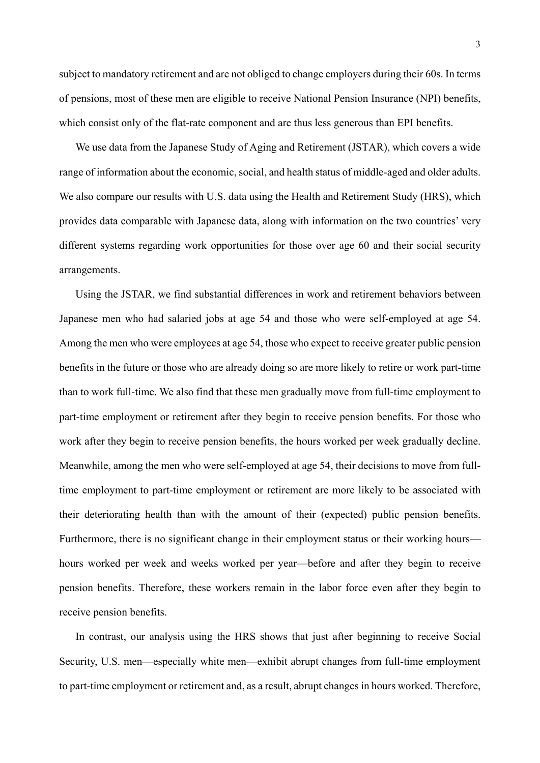subject to mandatory retirement and are not obliged to change employers during their 60s. In terms of pensions, most of these men are eligible to receive National Pension Insurance (NPI) benefits, which consist only of the flat-rate component and are thus less generous than EPI benefits.

We use data from the Japanese Study of Aging and Retirement (JSTAR), which covers a wide range of information about the economic, social, and health status of middle-aged and older adults. We also compare our results with U.S. data using the Health and Retirement Study (HRS), which provides data comparable with Japanese data, along with information on the two countries' very different systems regarding work opportunities for those over age 60 and their social security arrangements.

Using the JSTAR, we find substantial differences in work and retirement behaviors between Japanese men who had salaried jobs at age 54 and those who were self-employed at age 54. Among the men who were employees at age 54, those who expect to receive greater public pension benefits in the future or those who are already doing so are more likely to retire or work part-time than to work full-time. We also find that these men gradually move from full-time employment to part-time employment or retirement after they begin to receive pension benefits. For those who work after they begin to receive pension benefits, the hours worked per week gradually decline. Meanwhile, among the men who were self-employed at age 54, their decisions to move from full-time employment to part-time employment or retirement are more likely to be associated with their deteriorating health than with the amount of their (expected) public pension benefits. Furthermore, there is no significant change in their employment status or their working hours—hours worked per week and weeks worked per year—before and after they begin to receive pension benefits. Therefore, these workers remain in the labor force even after they begin to receive pension benefits.

In contrast, our analysis using the HRS shows that just after beginning to receive Social Security, U.S. men—especially white men—exhibit abrupt changes from full-time employment to part-time employment or retirement and, as a result, abrupt changes in hours worked. Therefore,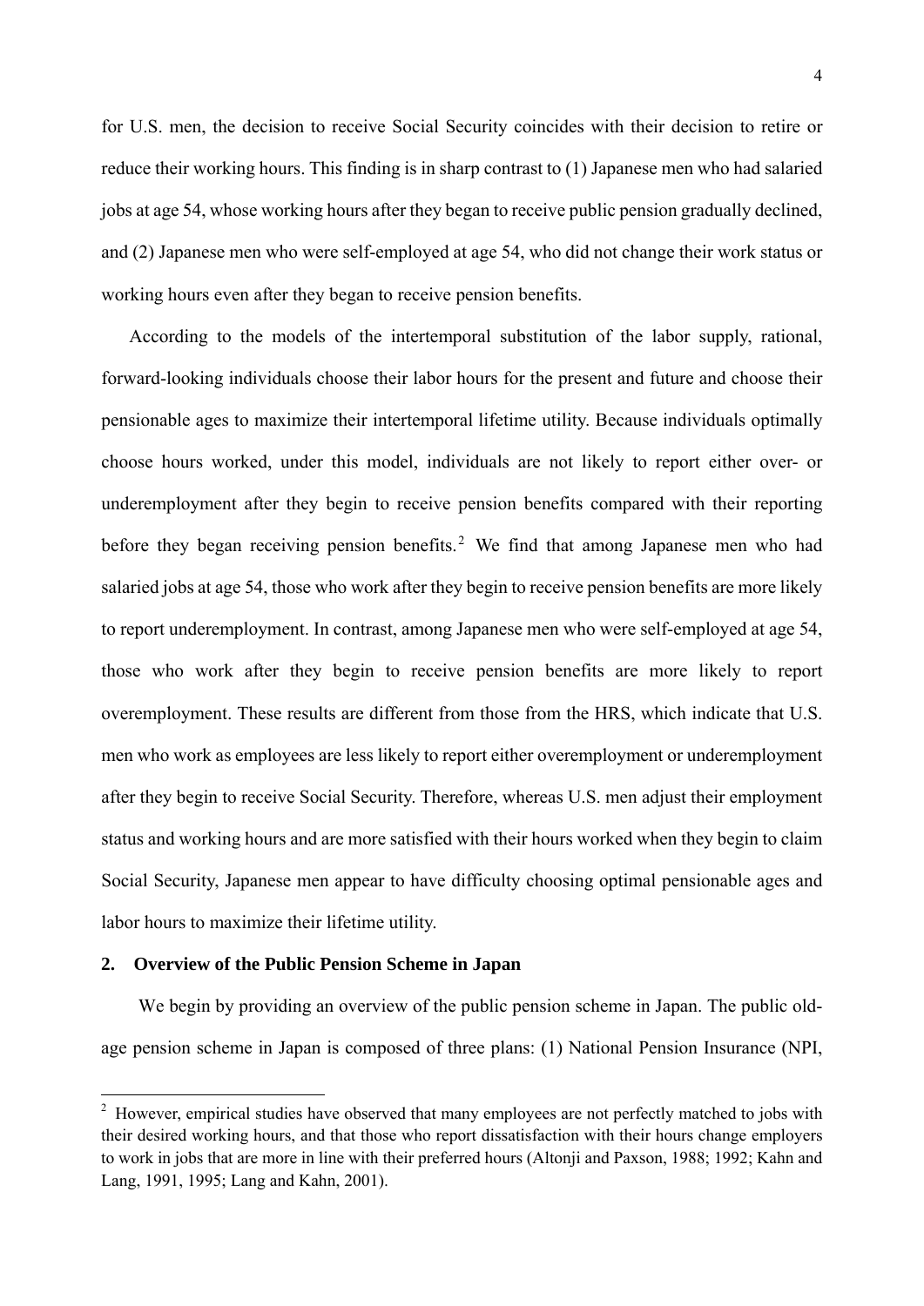for U.S. men, the decision to receive Social Security coincides with their decision to retire or reduce their working hours. This finding is in sharp contrast to (1) Japanese men who had salaried jobs at age 54, whose working hours after they began to receive public pension gradually declined, and (2) Japanese men who were self-employed at age 54, who did not change their work status or working hours even after they began to receive pension benefits.

According to the models of the intertemporal substitution of the labor supply, rational, forward-looking individuals choose their labor hours for the present and future and choose their pensionable ages to maximize their intertemporal lifetime utility. Because individuals optimally choose hours worked, under this model, individuals are not likely to report either over- or underemployment after they begin to receive pension benefits compared with their reporting before they began receiving pension benefits.[2] We find that among Japanese men who had salaried jobs at age 54, those who work after they begin to receive pension benefits are more likely to report underemployment. In contrast, among Japanese men who were self-employed at age 54, those who work after they begin to receive pension benefits are more likely to report overemployment. These results are different from those from the HRS, which indicate that U.S. men who work as employees are less likely to report either overemployment or underemployment after they begin to receive Social Security. Therefore, whereas U.S. men adjust their employment status and working hours and are more satisfied with their hours worked when they begin to claim Social Security, Japanese men appear to have difficulty choosing optimal pensionable ages and labor hours to maximize their lifetime utility.

## 2. Overview of the Public Pension Scheme in Japan

We begin by providing an overview of the public pension scheme in Japan. The public old-age pension scheme in Japan is composed of three plans: (1) National Pension Insurance (NPI,

[2] However, empirical studies have observed that many employees are not perfectly matched to jobs with their desired working hours, and that those who report dissatisfaction with their hours change employers to work in jobs that are more in line with their preferred hours (Altonji and Paxson, 1988; 1992; Kahn and Lang, 1991, 1995; Lang and Kahn, 2001).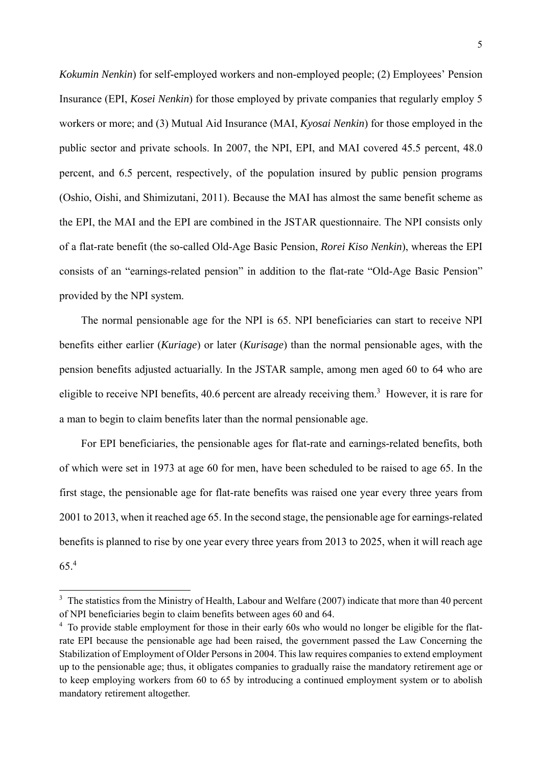*Kokumin Nenkin*) for self-employed workers and non-employed people; (2) Employees' Pension Insurance (EPI, *Kosei Nenkin*) for those employed by private companies that regularly employ 5 workers or more; and (3) Mutual Aid Insurance (MAI, *Kyosai Nenkin*) for those employed in the public sector and private schools. In 2007, the NPI, EPI, and MAI covered 45.5 percent, 48.0 percent, and 6.5 percent, respectively, of the population insured by public pension programs (Oshio, Oishi, and Shimizutani, 2011). Because the MAI has almost the same benefit scheme as the EPI, the MAI and the EPI are combined in the JSTAR questionnaire. The NPI consists only of a flat-rate benefit (the so-called Old-Age Basic Pension, *Rorei Kiso Nenkin*), whereas the EPI consists of an "earnings-related pension" in addition to the flat-rate "Old-Age Basic Pension" provided by the NPI system.

The normal pensionable age for the NPI is 65. NPI beneficiaries can start to receive NPI benefits either earlier (*Kuriage*) or later (*Kurisage*) than the normal pensionable ages, with the pension benefits adjusted actuarially. In the JSTAR sample, among men aged 60 to 64 who are eligible to receive NPI benefits, 40.6 percent are already receiving them.[3] However, it is rare for a man to begin to claim benefits later than the normal pensionable age.

For EPI beneficiaries, the pensionable ages for flat-rate and earnings-related benefits, both of which were set in 1973 at age 60 for men, have been scheduled to be raised to age 65. In the first stage, the pensionable age for flat-rate benefits was raised one year every three years from 2001 to 2013, when it reached age 65. In the second stage, the pensionable age for earnings-related benefits is planned to rise by one year every three years from 2013 to 2025, when it will reach age 65.[4]

---

[3] The statistics from the Ministry of Health, Labour and Welfare (2007) indicate that more than 40 percent of NPI beneficiaries begin to claim benefits between ages 60 and 64.

[4] To provide stable employment for those in their early 60s who would no longer be eligible for the flat-rate EPI because the pensionable age had been raised, the government passed the Law Concerning the Stabilization of Employment of Older Persons in 2004. This law requires companies to extend employment up to the pensionable age; thus, it obligates companies to gradually raise the mandatory retirement age or to keep employing workers from 60 to 65 by introducing a continued employment system or to abolish mandatory retirement altogether.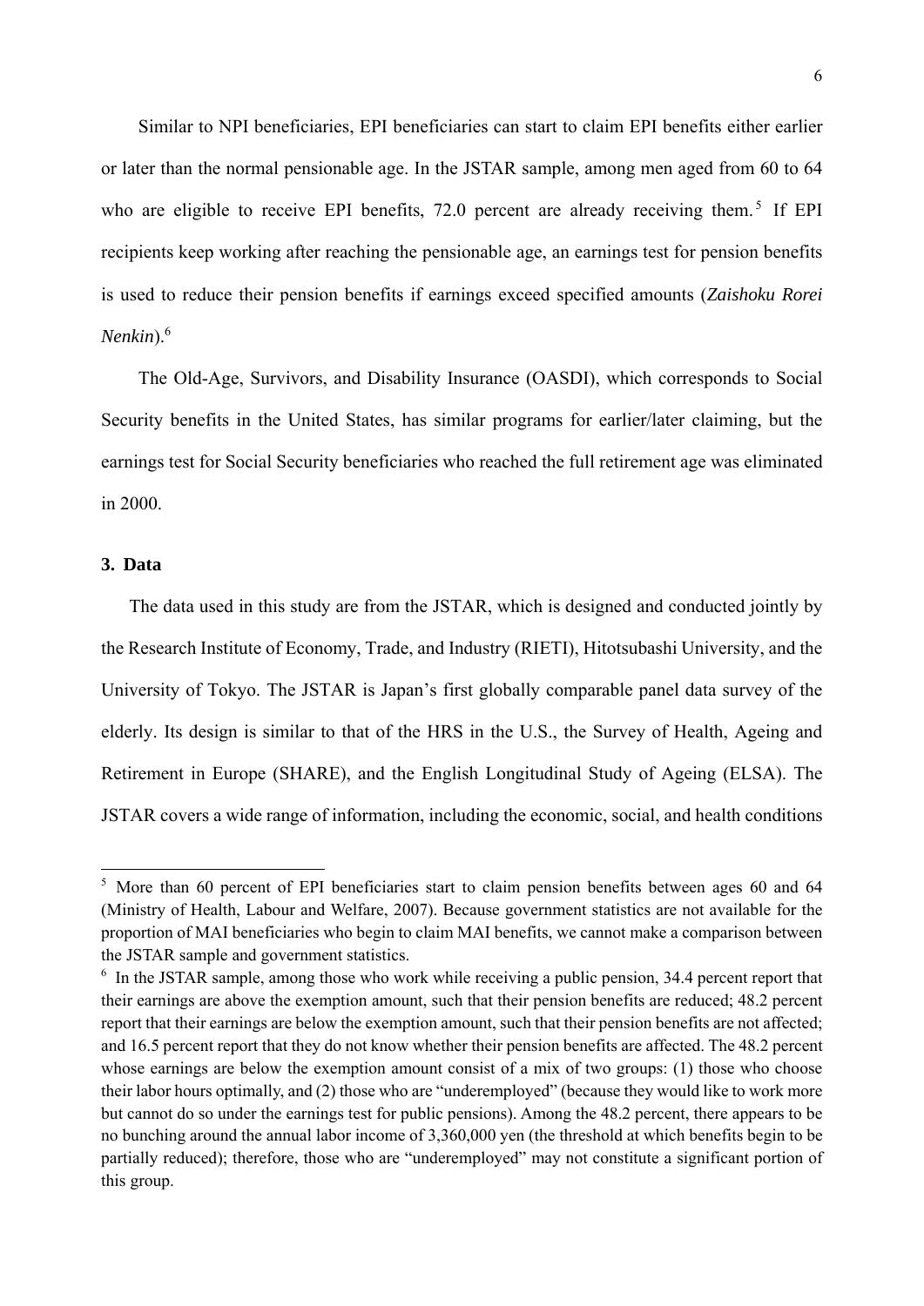Similar to NPI beneficiaries, EPI beneficiaries can start to claim EPI benefits either earlier or later than the normal pensionable age. In the JSTAR sample, among men aged from 60 to 64 who are eligible to receive EPI benefits, 72.0 percent are already receiving them.[5] If EPI recipients keep working after reaching the pensionable age, an earnings test for pension benefits is used to reduce their pension benefits if earnings exceed specified amounts (*Zaishoku Rorei Nenkin*).[6]

The Old-Age, Survivors, and Disability Insurance (OASDI), which corresponds to Social Security benefits in the United States, has similar programs for earlier/later claiming, but the earnings test for Social Security beneficiaries who reached the full retirement age was eliminated in 2000.

## 3. Data

The data used in this study are from the JSTAR, which is designed and conducted jointly by the Research Institute of Economy, Trade, and Industry (RIETI), Hitotsubashi University, and the University of Tokyo. The JSTAR is Japan's first globally comparable panel data survey of the elderly. Its design is similar to that of the HRS in the U.S., the Survey of Health, Ageing and Retirement in Europe (SHARE), and the English Longitudinal Study of Ageing (ELSA). The JSTAR covers a wide range of information, including the economic, social, and health conditions

---

[5] More than 60 percent of EPI beneficiaries start to claim pension benefits between ages 60 and 64 (Ministry of Health, Labour and Welfare, 2007). Because government statistics are not available for the proportion of MAI beneficiaries who begin to claim MAI benefits, we cannot make a comparison between the JSTAR sample and government statistics.

[6] In the JSTAR sample, among those who work while receiving a public pension, 34.4 percent report that their earnings are above the exemption amount, such that their pension benefits are reduced; 48.2 percent report that their earnings are below the exemption amount, such that their pension benefits are not affected; and 16.5 percent report that they do not know whether their pension benefits are affected. The 48.2 percent whose earnings are below the exemption amount consist of a mix of two groups: (1) those who choose their labor hours optimally, and (2) those who are "underemployed" (because they would like to work more but cannot do so under the earnings test for public pensions). Among the 48.2 percent, there appears to be no bunching around the annual labor income of 3,360,000 yen (the threshold at which benefits begin to be partially reduced); therefore, those who are "underemployed" may not constitute a significant portion of this group.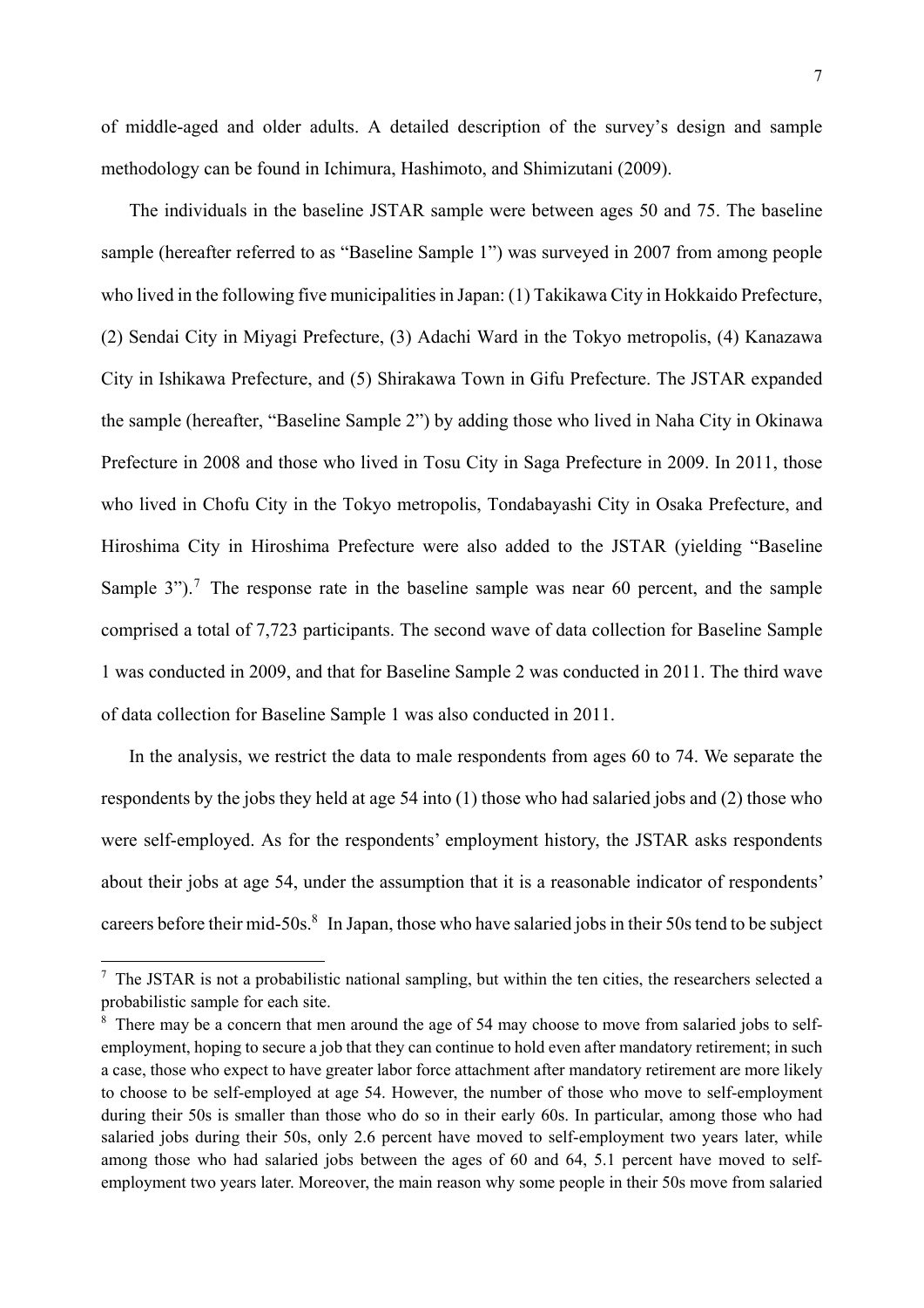of middle-aged and older adults. A detailed description of the survey's design and sample methodology can be found in Ichimura, Hashimoto, and Shimizutani (2009).

The individuals in the baseline JSTAR sample were between ages 50 and 75. The baseline sample (hereafter referred to as "Baseline Sample 1") was surveyed in 2007 from among people who lived in the following five municipalities in Japan: (1) Takikawa City in Hokkaido Prefecture, (2) Sendai City in Miyagi Prefecture, (3) Adachi Ward in the Tokyo metropolis, (4) Kanazawa City in Ishikawa Prefecture, and (5) Shirakawa Town in Gifu Prefecture. The JSTAR expanded the sample (hereafter, "Baseline Sample 2") by adding those who lived in Naha City in Okinawa Prefecture in 2008 and those who lived in Tosu City in Saga Prefecture in 2009. In 2011, those who lived in Chofu City in the Tokyo metropolis, Tondabayashi City in Osaka Prefecture, and Hiroshima City in Hiroshima Prefecture were also added to the JSTAR (yielding "Baseline Sample 3").[7] The response rate in the baseline sample was near 60 percent, and the sample comprised a total of 7,723 participants. The second wave of data collection for Baseline Sample 1 was conducted in 2009, and that for Baseline Sample 2 was conducted in 2011. The third wave of data collection for Baseline Sample 1 was also conducted in 2011.

In the analysis, we restrict the data to male respondents from ages 60 to 74. We separate the respondents by the jobs they held at age 54 into (1) those who had salaried jobs and (2) those who were self-employed. As for the respondents' employment history, the JSTAR asks respondents about their jobs at age 54, under the assumption that it is a reasonable indicator of respondents' careers before their mid-50s.[8] In Japan, those who have salaried jobs in their 50s tend to be subject

---

[7] The JSTAR is not a probabilistic national sampling, but within the ten cities, the researchers selected a probabilistic sample for each site.

[8] There may be a concern that men around the age of 54 may choose to move from salaried jobs to self-employment, hoping to secure a job that they can continue to hold even after mandatory retirement; in such a case, those who expect to have greater labor force attachment after mandatory retirement are more likely to choose to be self-employed at age 54. However, the number of those who move to self-employment during their 50s is smaller than those who do so in their early 60s. In particular, among those who had salaried jobs during their 50s, only 2.6 percent have moved to self-employment two years later, while among those who had salaried jobs between the ages of 60 and 64, 5.1 percent have moved to self-employment two years later. Moreover, the main reason why some people in their 50s move from salaried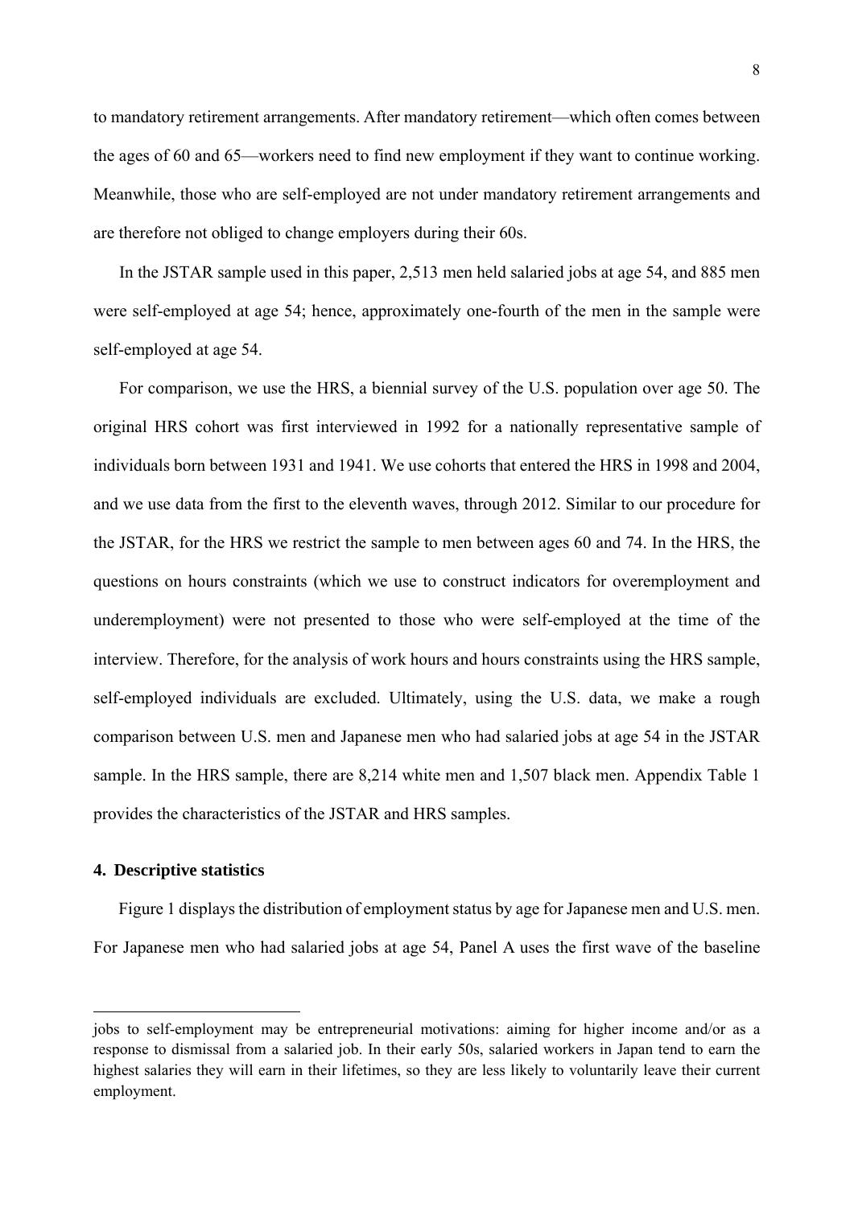to mandatory retirement arrangements. After mandatory retirement—which often comes between the ages of 60 and 65—workers need to find new employment if they want to continue working. Meanwhile, those who are self-employed are not under mandatory retirement arrangements and are therefore not obliged to change employers during their 60s.

In the JSTAR sample used in this paper, 2,513 men held salaried jobs at age 54, and 885 men were self-employed at age 54; hence, approximately one-fourth of the men in the sample were self-employed at age 54.

For comparison, we use the HRS, a biennial survey of the U.S. population over age 50. The original HRS cohort was first interviewed in 1992 for a nationally representative sample of individuals born between 1931 and 1941. We use cohorts that entered the HRS in 1998 and 2004, and we use data from the first to the eleventh waves, through 2012. Similar to our procedure for the JSTAR, for the HRS we restrict the sample to men between ages 60 and 74. In the HRS, the questions on hours constraints (which we use to construct indicators for overemployment and underemployment) were not presented to those who were self-employed at the time of the interview. Therefore, for the analysis of work hours and hours constraints using the HRS sample, self-employed individuals are excluded. Ultimately, using the U.S. data, we make a rough comparison between U.S. men and Japanese men who had salaried jobs at age 54 in the JSTAR sample. In the HRS sample, there are 8,214 white men and 1,507 black men. Appendix Table 1 provides the characteristics of the JSTAR and HRS samples.

## 4. Descriptive statistics

Figure 1 displays the distribution of employment status by age for Japanese men and U.S. men. For Japanese men who had salaried jobs at age 54, Panel A uses the first wave of the baseline

---

jobs to self-employment may be entrepreneurial motivations: aiming for higher income and/or as a response to dismissal from a salaried job. In their early 50s, salaried workers in Japan tend to earn the highest salaries they will earn in their lifetimes, so they are less likely to voluntarily leave their current employment.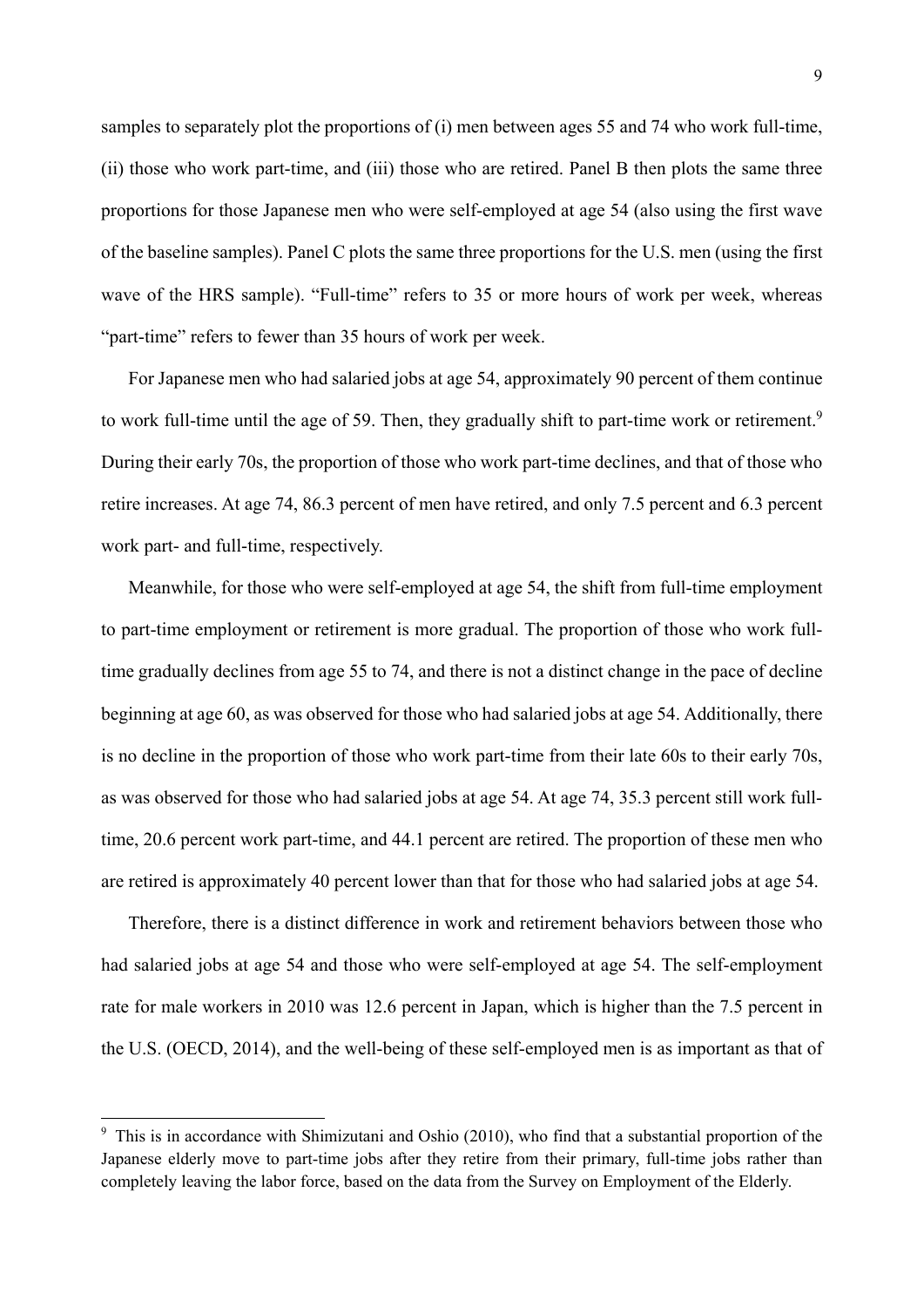samples to separately plot the proportions of (i) men between ages 55 and 74 who work full-time, (ii) those who work part-time, and (iii) those who are retired. Panel B then plots the same three proportions for those Japanese men who were self-employed at age 54 (also using the first wave of the baseline samples). Panel C plots the same three proportions for the U.S. men (using the first wave of the HRS sample). "Full-time" refers to 35 or more hours of work per week, whereas "part-time" refers to fewer than 35 hours of work per week.

For Japanese men who had salaried jobs at age 54, approximately 90 percent of them continue to work full-time until the age of 59. Then, they gradually shift to part-time work or retirement.[9] During their early 70s, the proportion of those who work part-time declines, and that of those who retire increases. At age 74, 86.3 percent of men have retired, and only 7.5 percent and 6.3 percent work part- and full-time, respectively.

Meanwhile, for those who were self-employed at age 54, the shift from full-time employment to part-time employment or retirement is more gradual. The proportion of those who work full-time gradually declines from age 55 to 74, and there is not a distinct change in the pace of decline beginning at age 60, as was observed for those who had salaried jobs at age 54. Additionally, there is no decline in the proportion of those who work part-time from their late 60s to their early 70s, as was observed for those who had salaried jobs at age 54. At age 74, 35.3 percent still work full-time, 20.6 percent work part-time, and 44.1 percent are retired. The proportion of these men who are retired is approximately 40 percent lower than that for those who had salaried jobs at age 54.

Therefore, there is a distinct difference in work and retirement behaviors between those who had salaried jobs at age 54 and those who were self-employed at age 54. The self-employment rate for male workers in 2010 was 12.6 percent in Japan, which is higher than the 7.5 percent in the U.S. (OECD, 2014), and the well-being of these self-employed men is as important as that of

---

[9] This is in accordance with Shimizutani and Oshio (2010), who find that a substantial proportion of the Japanese elderly move to part-time jobs after they retire from their primary, full-time jobs rather than completely leaving the labor force, based on the data from the Survey on Employment of the Elderly.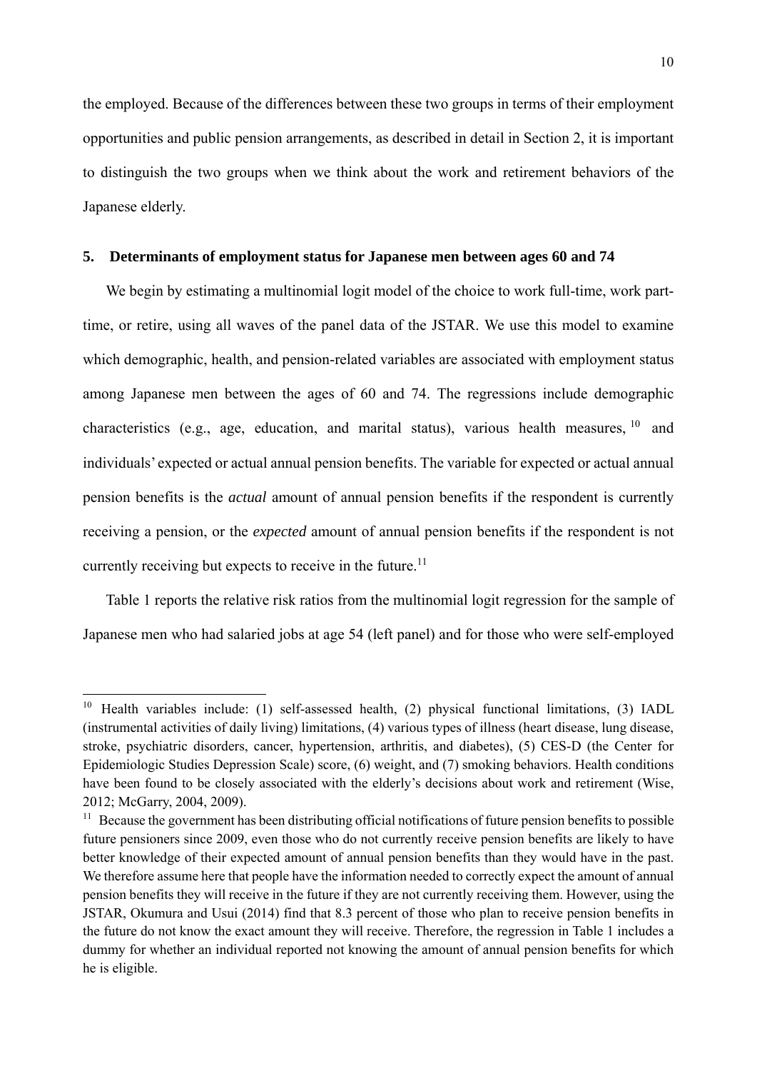the employed. Because of the differences between these two groups in terms of their employment opportunities and public pension arrangements, as described in detail in Section 2, it is important to distinguish the two groups when we think about the work and retirement behaviors of the Japanese elderly.

## 5. Determinants of employment status for Japanese men between ages 60 and 74

We begin by estimating a multinomial logit model of the choice to work full-time, work part-time, or retire, using all waves of the panel data of the JSTAR. We use this model to examine which demographic, health, and pension-related variables are associated with employment status among Japanese men between the ages of 60 and 74. The regressions include demographic characteristics (e.g., age, education, and marital status), various health measures,[10] and individuals' expected or actual annual pension benefits. The variable for expected or actual annual pension benefits is the *actual* amount of annual pension benefits if the respondent is currently receiving a pension, or the *expected* amount of annual pension benefits if the respondent is not currently receiving but expects to receive in the future.[11]

Table 1 reports the relative risk ratios from the multinomial logit regression for the sample of Japanese men who had salaried jobs at age 54 (left panel) and for those who were self-employed

---

[10] Health variables include: (1) self-assessed health, (2) physical functional limitations, (3) IADL (instrumental activities of daily living) limitations, (4) various types of illness (heart disease, lung disease, stroke, psychiatric disorders, cancer, hypertension, arthritis, and diabetes), (5) CES-D (the Center for Epidemiologic Studies Depression Scale) score, (6) weight, and (7) smoking behaviors. Health conditions have been found to be closely associated with the elderly's decisions about work and retirement (Wise, 2012; McGarry, 2004, 2009).

[11] Because the government has been distributing official notifications of future pension benefits to possible future pensioners since 2009, even those who do not currently receive pension benefits are likely to have better knowledge of their expected amount of annual pension benefits than they would have in the past. We therefore assume here that people have the information needed to correctly expect the amount of annual pension benefits they will receive in the future if they are not currently receiving them. However, using the JSTAR, Okumura and Usui (2014) find that 8.3 percent of those who plan to receive pension benefits in the future do not know the exact amount they will receive. Therefore, the regression in Table 1 includes a dummy for whether an individual reported not knowing the amount of annual pension benefits for which he is eligible.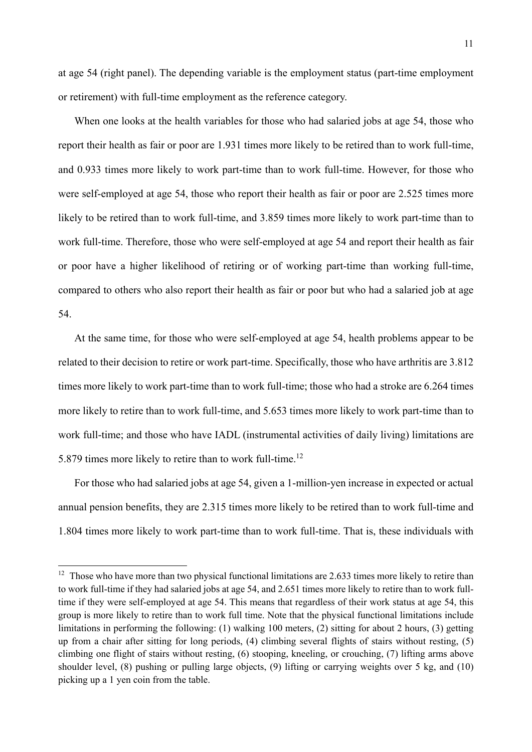at age 54 (right panel). The depending variable is the employment status (part-time employment or retirement) with full-time employment as the reference category.

When one looks at the health variables for those who had salaried jobs at age 54, those who report their health as fair or poor are 1.931 times more likely to be retired than to work full-time, and 0.933 times more likely to work part-time than to work full-time. However, for those who were self-employed at age 54, those who report their health as fair or poor are 2.525 times more likely to be retired than to work full-time, and 3.859 times more likely to work part-time than to work full-time. Therefore, those who were self-employed at age 54 and report their health as fair or poor have a higher likelihood of retiring or of working part-time than working full-time, compared to others who also report their health as fair or poor but who had a salaried job at age 54.

At the same time, for those who were self-employed at age 54, health problems appear to be related to their decision to retire or work part-time. Specifically, those who have arthritis are 3.812 times more likely to work part-time than to work full-time; those who had a stroke are 6.264 times more likely to retire than to work full-time, and 5.653 times more likely to work part-time than to work full-time; and those who have IADL (instrumental activities of daily living) limitations are 5.879 times more likely to retire than to work full-time.[12]

For those who had salaried jobs at age 54, given a 1-million-yen increase in expected or actual annual pension benefits, they are 2.315 times more likely to be retired than to work full-time and 1.804 times more likely to work part-time than to work full-time. That is, these individuals with

[12] Those who have more than two physical functional limitations are 2.633 times more likely to retire than to work full-time if they had salaried jobs at age 54, and 2.651 times more likely to retire than to work full-time if they were self-employed at age 54. This means that regardless of their work status at age 54, this group is more likely to retire than to work full time. Note that the physical functional limitations include limitations in performing the following: (1) walking 100 meters, (2) sitting for about 2 hours, (3) getting up from a chair after sitting for long periods, (4) climbing several flights of stairs without resting, (5) climbing one flight of stairs without resting, (6) stooping, kneeling, or crouching, (7) lifting arms above shoulder level, (8) pushing or pulling large objects, (9) lifting or carrying weights over 5 kg, and (10) picking up a 1 yen coin from the table.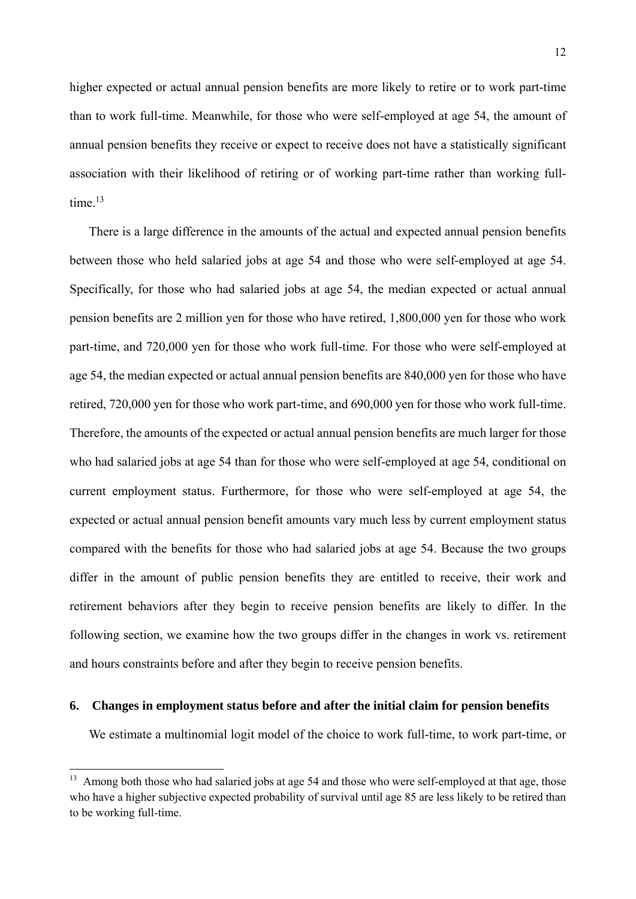higher expected or actual annual pension benefits are more likely to retire or to work part-time than to work full-time. Meanwhile, for those who were self-employed at age 54, the amount of annual pension benefits they receive or expect to receive does not have a statistically significant association with their likelihood of retiring or of working part-time rather than working full-time.[13]

There is a large difference in the amounts of the actual and expected annual pension benefits between those who held salaried jobs at age 54 and those who were self-employed at age 54. Specifically, for those who had salaried jobs at age 54, the median expected or actual annual pension benefits are 2 million yen for those who have retired, 1,800,000 yen for those who work part-time, and 720,000 yen for those who work full-time. For those who were self-employed at age 54, the median expected or actual annual pension benefits are 840,000 yen for those who have retired, 720,000 yen for those who work part-time, and 690,000 yen for those who work full-time. Therefore, the amounts of the expected or actual annual pension benefits are much larger for those who had salaried jobs at age 54 than for those who were self-employed at age 54, conditional on current employment status. Furthermore, for those who were self-employed at age 54, the expected or actual annual pension benefit amounts vary much less by current employment status compared with the benefits for those who had salaried jobs at age 54. Because the two groups differ in the amount of public pension benefits they are entitled to receive, their work and retirement behaviors after they begin to receive pension benefits are likely to differ. In the following section, we examine how the two groups differ in the changes in work vs. retirement and hours constraints before and after they begin to receive pension benefits.

## 6. Changes in employment status before and after the initial claim for pension benefits

We estimate a multinomial logit model of the choice to work full-time, to work part-time, or

---

[13] Among both those who had salaried jobs at age 54 and those who were self-employed at that age, those who have a higher subjective expected probability of survival until age 85 are less likely to be retired than to be working full-time.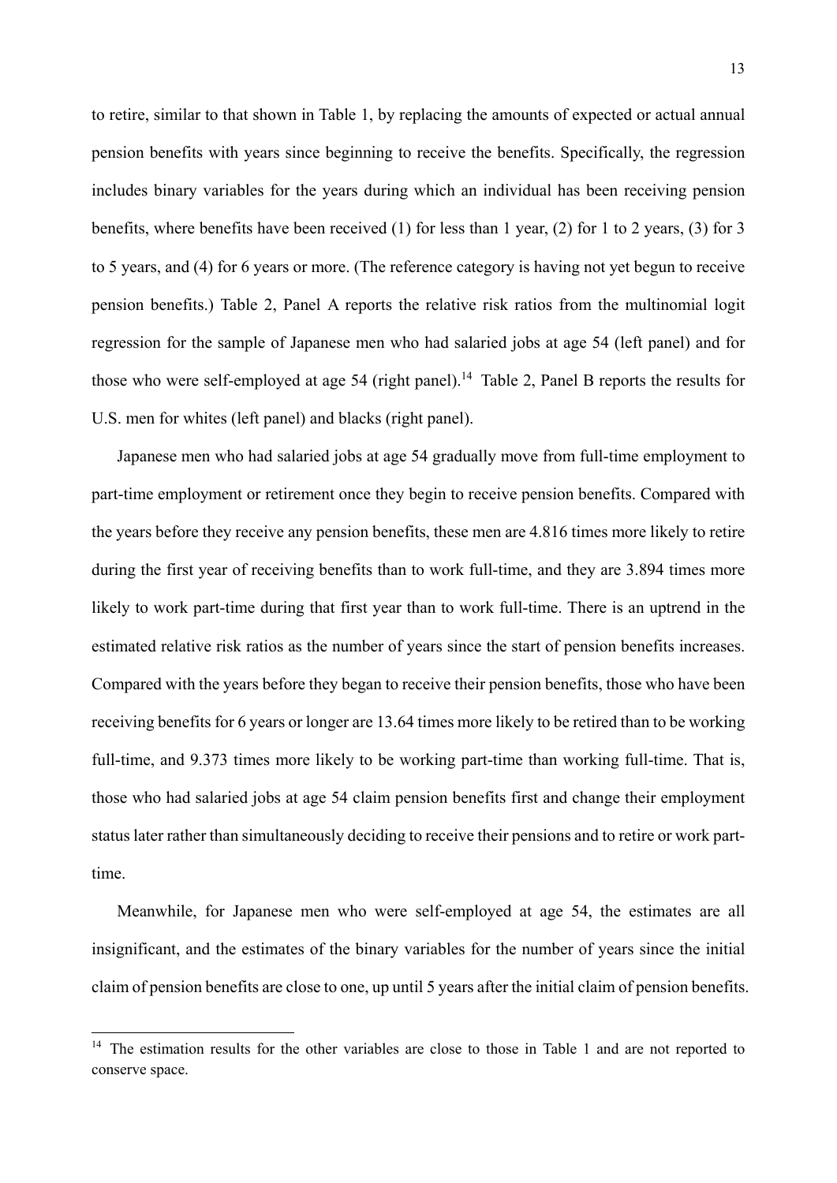to retire, similar to that shown in Table 1, by replacing the amounts of expected or actual annual pension benefits with years since beginning to receive the benefits. Specifically, the regression includes binary variables for the years during which an individual has been receiving pension benefits, where benefits have been received (1) for less than 1 year, (2) for 1 to 2 years, (3) for 3 to 5 years, and (4) for 6 years or more. (The reference category is having not yet begun to receive pension benefits.) Table 2, Panel A reports the relative risk ratios from the multinomial logit regression for the sample of Japanese men who had salaried jobs at age 54 (left panel) and for those who were self-employed at age 54 (right panel).[14] Table 2, Panel B reports the results for U.S. men for whites (left panel) and blacks (right panel).

Japanese men who had salaried jobs at age 54 gradually move from full-time employment to part-time employment or retirement once they begin to receive pension benefits. Compared with the years before they receive any pension benefits, these men are 4.816 times more likely to retire during the first year of receiving benefits than to work full-time, and they are 3.894 times more likely to work part-time during that first year than to work full-time. There is an uptrend in the estimated relative risk ratios as the number of years since the start of pension benefits increases. Compared with the years before they began to receive their pension benefits, those who have been receiving benefits for 6 years or longer are 13.64 times more likely to be retired than to be working full-time, and 9.373 times more likely to be working part-time than working full-time. That is, those who had salaried jobs at age 54 claim pension benefits first and change their employment status later rather than simultaneously deciding to receive their pensions and to retire or work part-time.

Meanwhile, for Japanese men who were self-employed at age 54, the estimates are all insignificant, and the estimates of the binary variables for the number of years since the initial claim of pension benefits are close to one, up until 5 years after the initial claim of pension benefits.

[14] The estimation results for the other variables are close to those in Table 1 and are not reported to conserve space.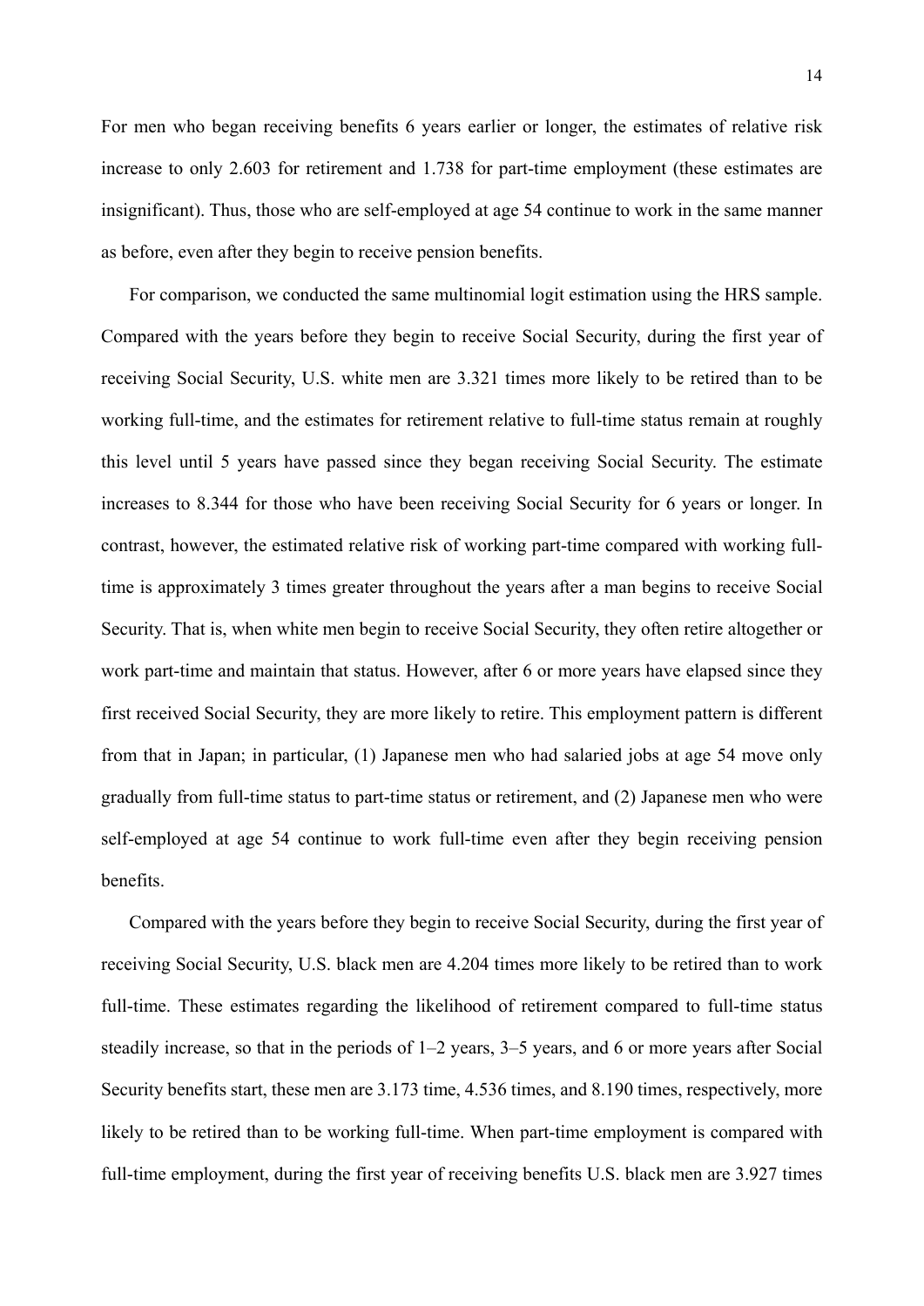For men who began receiving benefits 6 years earlier or longer, the estimates of relative risk increase to only 2.603 for retirement and 1.738 for part-time employment (these estimates are insignificant). Thus, those who are self-employed at age 54 continue to work in the same manner as before, even after they begin to receive pension benefits.

For comparison, we conducted the same multinomial logit estimation using the HRS sample. Compared with the years before they begin to receive Social Security, during the first year of receiving Social Security, U.S. white men are 3.321 times more likely to be retired than to be working full-time, and the estimates for retirement relative to full-time status remain at roughly this level until 5 years have passed since they began receiving Social Security. The estimate increases to 8.344 for those who have been receiving Social Security for 6 years or longer. In contrast, however, the estimated relative risk of working part-time compared with working full-time is approximately 3 times greater throughout the years after a man begins to receive Social Security. That is, when white men begin to receive Social Security, they often retire altogether or work part-time and maintain that status. However, after 6 or more years have elapsed since they first received Social Security, they are more likely to retire. This employment pattern is different from that in Japan; in particular, (1) Japanese men who had salaried jobs at age 54 move only gradually from full-time status to part-time status or retirement, and (2) Japanese men who were self-employed at age 54 continue to work full-time even after they begin receiving pension benefits.

Compared with the years before they begin to receive Social Security, during the first year of receiving Social Security, U.S. black men are 4.204 times more likely to be retired than to work full-time. These estimates regarding the likelihood of retirement compared to full-time status steadily increase, so that in the periods of 1–2 years, 3–5 years, and 6 or more years after Social Security benefits start, these men are 3.173 time, 4.536 times, and 8.190 times, respectively, more likely to be retired than to be working full-time. When part-time employment is compared with full-time employment, during the first year of receiving benefits U.S. black men are 3.927 times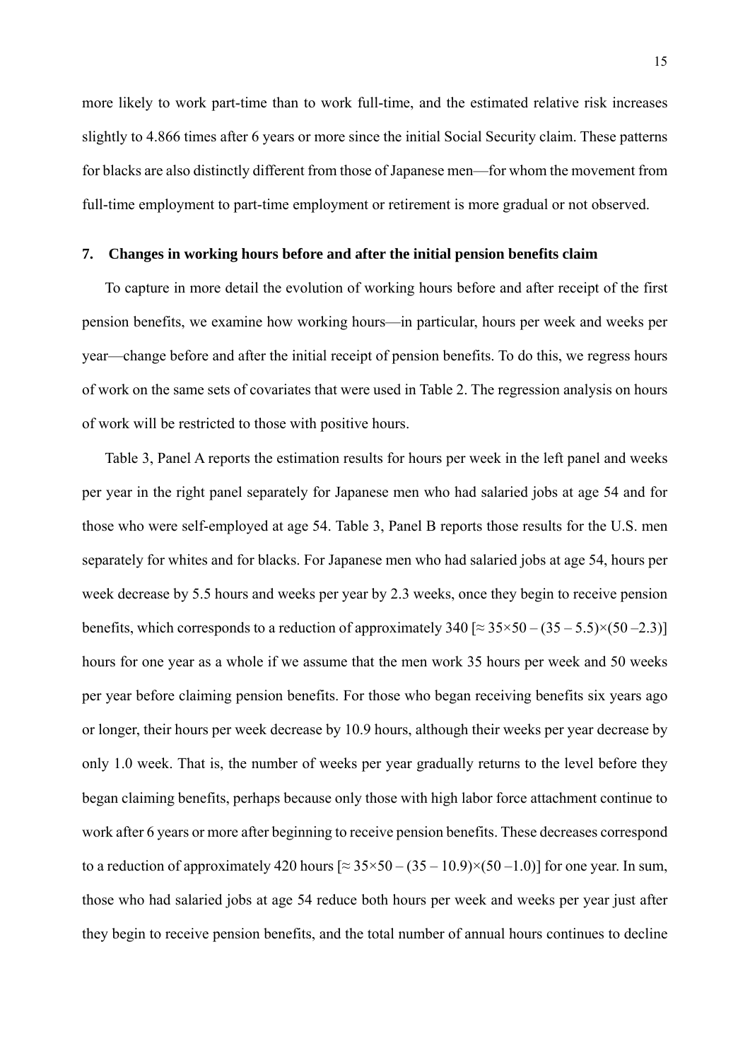more likely to work part-time than to work full-time, and the estimated relative risk increases slightly to 4.866 times after 6 years or more since the initial Social Security claim. These patterns for blacks are also distinctly different from those of Japanese men—for whom the movement from full-time employment to part-time employment or retirement is more gradual or not observed.

## 7. Changes in working hours before and after the initial pension benefits claim

To capture in more detail the evolution of working hours before and after receipt of the first pension benefits, we examine how working hours—in particular, hours per week and weeks per year—change before and after the initial receipt of pension benefits. To do this, we regress hours of work on the same sets of covariates that were used in Table 2. The regression analysis on hours of work will be restricted to those with positive hours.

Table 3, Panel A reports the estimation results for hours per week in the left panel and weeks per year in the right panel separately for Japanese men who had salaried jobs at age 54 and for those who were self-employed at age 54. Table 3, Panel B reports those results for the U.S. men separately for whites and for blacks. For Japanese men who had salaried jobs at age 54, hours per week decrease by 5.5 hours and weeks per year by 2.3 weeks, once they begin to receive pension benefits, which corresponds to a reduction of approximately 340 [$\approx 35\times50 - (35 - 5.5)\times(50 - 2.3)$] hours for one year as a whole if we assume that the men work 35 hours per week and 50 weeks per year before claiming pension benefits. For those who began receiving benefits six years ago or longer, their hours per week decrease by 10.9 hours, although their weeks per year decrease by only 1.0 week. That is, the number of weeks per year gradually returns to the level before they began claiming benefits, perhaps because only those with high labor force attachment continue to work after 6 years or more after beginning to receive pension benefits. These decreases correspond to a reduction of approximately 420 hours [$\approx 35\times50 - (35 - 10.9)\times(50 - 1.0)$] for one year. In sum, those who had salaried jobs at age 54 reduce both hours per week and weeks per year just after they begin to receive pension benefits, and the total number of annual hours continues to decline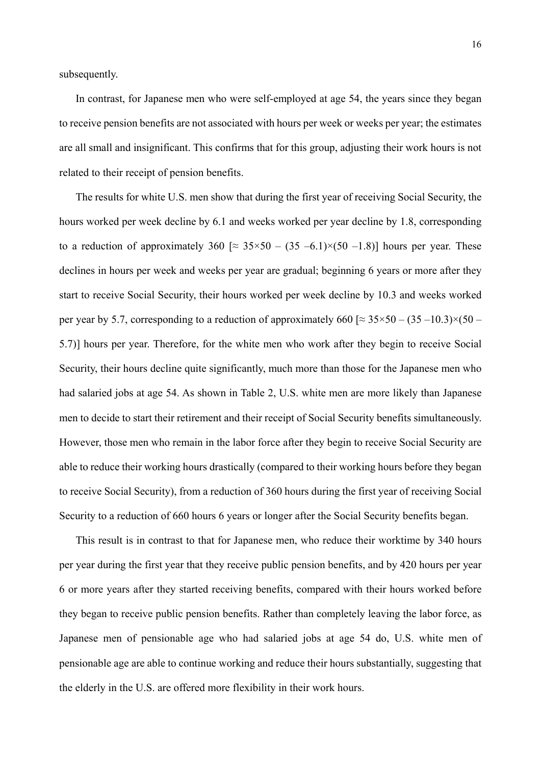subsequently.

In contrast, for Japanese men who were self-employed at age 54, the years since they began to receive pension benefits are not associated with hours per week or weeks per year; the estimates are all small and insignificant. This confirms that for this group, adjusting their work hours is not related to their receipt of pension benefits.

The results for white U.S. men show that during the first year of receiving Social Security, the hours worked per week decline by 6.1 and weeks worked per year decline by 1.8, corresponding to a reduction of approximately 360 [$\approx 35\times50 - (35 - 6.1)\times(50 - 1.8)$] hours per year. These declines in hours per week and weeks per year are gradual; beginning 6 years or more after they start to receive Social Security, their hours worked per week decline by 10.3 and weeks worked per year by 5.7, corresponding to a reduction of approximately 660 [$\approx 35\times50 - (35 - 10.3)\times(50 - 5.7)$] hours per year. Therefore, for the white men who work after they begin to receive Social Security, their hours decline quite significantly, much more than those for the Japanese men who had salaried jobs at age 54. As shown in Table 2, U.S. white men are more likely than Japanese men to decide to start their retirement and their receipt of Social Security benefits simultaneously. However, those men who remain in the labor force after they begin to receive Social Security are able to reduce their working hours drastically (compared to their working hours before they began to receive Social Security), from a reduction of 360 hours during the first year of receiving Social Security to a reduction of 660 hours 6 years or longer after the Social Security benefits began.

This result is in contrast to that for Japanese men, who reduce their worktime by 340 hours per year during the first year that they receive public pension benefits, and by 420 hours per year 6 or more years after they started receiving benefits, compared with their hours worked before they began to receive public pension benefits. Rather than completely leaving the labor force, as Japanese men of pensionable age who had salaried jobs at age 54 do, U.S. white men of pensionable age are able to continue working and reduce their hours substantially, suggesting that the elderly in the U.S. are offered more flexibility in their work hours.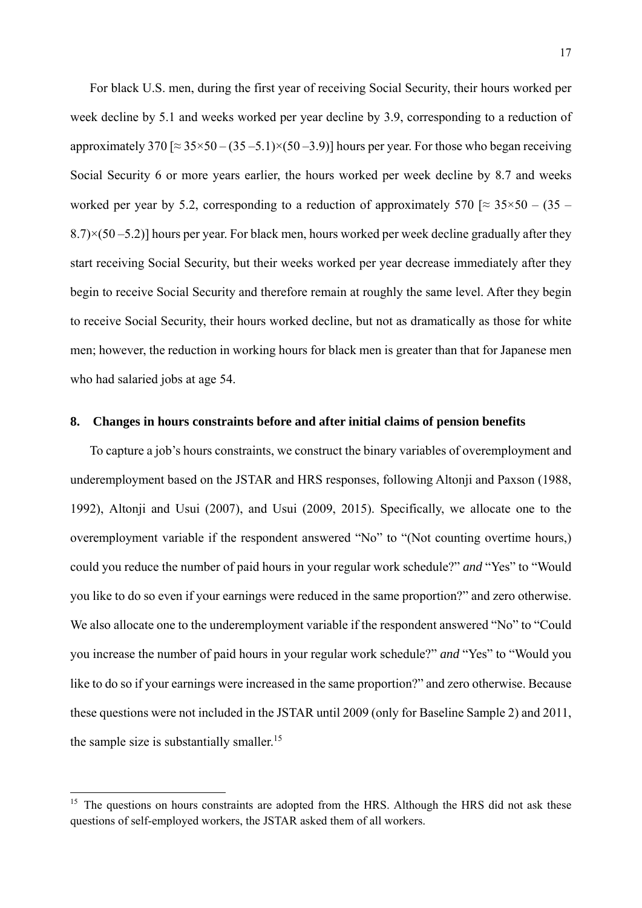For black U.S. men, during the first year of receiving Social Security, their hours worked per week decline by 5.1 and weeks worked per year decline by 3.9, corresponding to a reduction of approximately 370 [$\approx 35\times50 - (35 - 5.1)\times(50 - 3.9)$] hours per year. For those who began receiving Social Security 6 or more years earlier, the hours worked per week decline by 8.7 and weeks worked per year by 5.2, corresponding to a reduction of approximately 570 [$\approx 35\times50 - (35 - 8.7)\times(50 - 5.2)$] hours per year. For black men, hours worked per week decline gradually after they start receiving Social Security, but their weeks worked per year decrease immediately after they begin to receive Social Security and therefore remain at roughly the same level. After they begin to receive Social Security, their hours worked decline, but not as dramatically as those for white men; however, the reduction in working hours for black men is greater than that for Japanese men who had salaried jobs at age 54.

## 8. Changes in hours constraints before and after initial claims of pension benefits

To capture a job's hours constraints, we construct the binary variables of overemployment and underemployment based on the JSTAR and HRS responses, following Altonji and Paxson (1988, 1992), Altonji and Usui (2007), and Usui (2009, 2015). Specifically, we allocate one to the overemployment variable if the respondent answered "No" to "(Not counting overtime hours,) could you reduce the number of paid hours in your regular work schedule?" *and* "Yes" to "Would you like to do so even if your earnings were reduced in the same proportion?" and zero otherwise. We also allocate one to the underemployment variable if the respondent answered "No" to "Could you increase the number of paid hours in your regular work schedule?" *and* "Yes" to "Would you like to do so if your earnings were increased in the same proportion?" and zero otherwise. Because these questions were not included in the JSTAR until 2009 (only for Baseline Sample 2) and 2011, the sample size is substantially smaller.[15]

[15] The questions on hours constraints are adopted from the HRS. Although the HRS did not ask these questions of self-employed workers, the JSTAR asked them of all workers.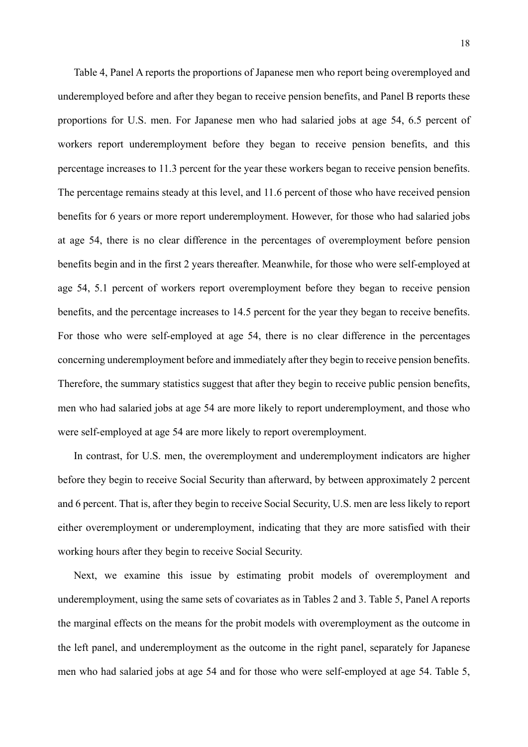Table 4, Panel A reports the proportions of Japanese men who report being overemployed and underemployed before and after they began to receive pension benefits, and Panel B reports these proportions for U.S. men. For Japanese men who had salaried jobs at age 54, 6.5 percent of workers report underemployment before they began to receive pension benefits, and this percentage increases to 11.3 percent for the year these workers began to receive pension benefits. The percentage remains steady at this level, and 11.6 percent of those who have received pension benefits for 6 years or more report underemployment. However, for those who had salaried jobs at age 54, there is no clear difference in the percentages of overemployment before pension benefits begin and in the first 2 years thereafter. Meanwhile, for those who were self-employed at age 54, 5.1 percent of workers report overemployment before they began to receive pension benefits, and the percentage increases to 14.5 percent for the year they began to receive benefits. For those who were self-employed at age 54, there is no clear difference in the percentages concerning underemployment before and immediately after they begin to receive pension benefits. Therefore, the summary statistics suggest that after they begin to receive public pension benefits, men who had salaried jobs at age 54 are more likely to report underemployment, and those who were self-employed at age 54 are more likely to report overemployment.

In contrast, for U.S. men, the overemployment and underemployment indicators are higher before they begin to receive Social Security than afterward, by between approximately 2 percent and 6 percent. That is, after they begin to receive Social Security, U.S. men are less likely to report either overemployment or underemployment, indicating that they are more satisfied with their working hours after they begin to receive Social Security.

Next, we examine this issue by estimating probit models of overemployment and underemployment, using the same sets of covariates as in Tables 2 and 3. Table 5, Panel A reports the marginal effects on the means for the probit models with overemployment as the outcome in the left panel, and underemployment as the outcome in the right panel, separately for Japanese men who had salaried jobs at age 54 and for those who were self-employed at age 54. Table 5,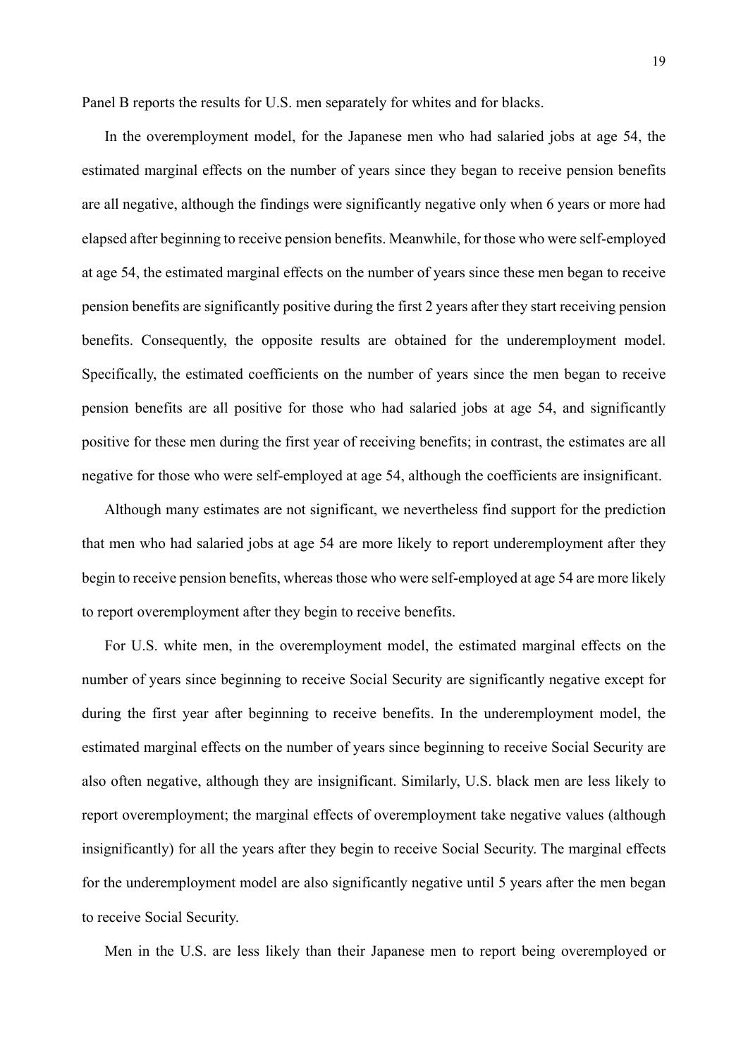Panel B reports the results for U.S. men separately for whites and for blacks.

In the overemployment model, for the Japanese men who had salaried jobs at age 54, the estimated marginal effects on the number of years since they began to receive pension benefits are all negative, although the findings were significantly negative only when 6 years or more had elapsed after beginning to receive pension benefits. Meanwhile, for those who were self-employed at age 54, the estimated marginal effects on the number of years since these men began to receive pension benefits are significantly positive during the first 2 years after they start receiving pension benefits. Consequently, the opposite results are obtained for the underemployment model. Specifically, the estimated coefficients on the number of years since the men began to receive pension benefits are all positive for those who had salaried jobs at age 54, and significantly positive for these men during the first year of receiving benefits; in contrast, the estimates are all negative for those who were self-employed at age 54, although the coefficients are insignificant.

Although many estimates are not significant, we nevertheless find support for the prediction that men who had salaried jobs at age 54 are more likely to report underemployment after they begin to receive pension benefits, whereas those who were self-employed at age 54 are more likely to report overemployment after they begin to receive benefits.

For U.S. white men, in the overemployment model, the estimated marginal effects on the number of years since beginning to receive Social Security are significantly negative except for during the first year after beginning to receive benefits. In the underemployment model, the estimated marginal effects on the number of years since beginning to receive Social Security are also often negative, although they are insignificant. Similarly, U.S. black men are less likely to report overemployment; the marginal effects of overemployment take negative values (although insignificantly) for all the years after they begin to receive Social Security. The marginal effects for the underemployment model are also significantly negative until 5 years after the men began to receive Social Security.

Men in the U.S. are less likely than their Japanese men to report being overemployed or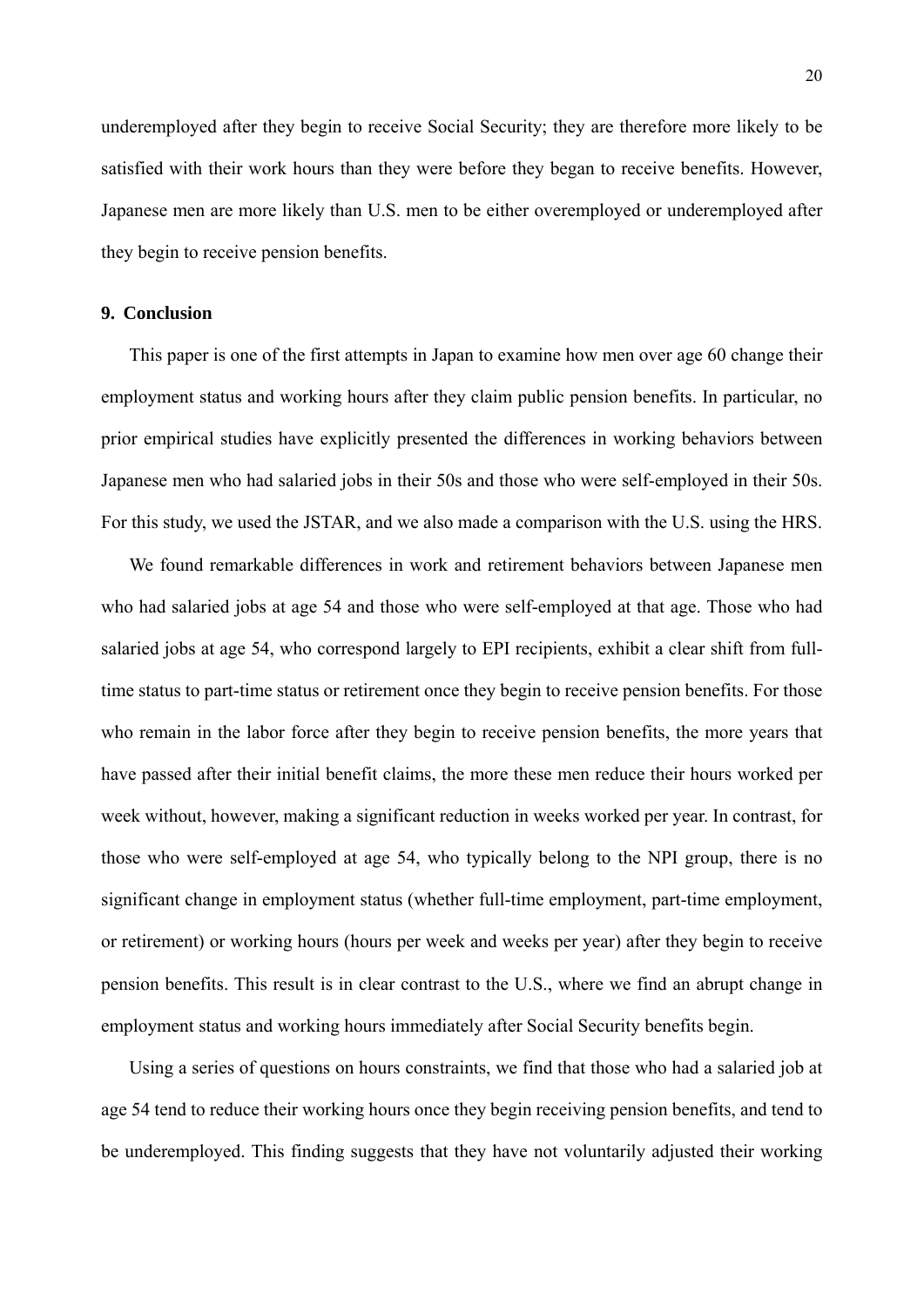underemployed after they begin to receive Social Security; they are therefore more likely to be satisfied with their work hours than they were before they began to receive benefits. However, Japanese men are more likely than U.S. men to be either overemployed or underemployed after they begin to receive pension benefits.

## 9. Conclusion

This paper is one of the first attempts in Japan to examine how men over age 60 change their employment status and working hours after they claim public pension benefits. In particular, no prior empirical studies have explicitly presented the differences in working behaviors between Japanese men who had salaried jobs in their 50s and those who were self-employed in their 50s. For this study, we used the JSTAR, and we also made a comparison with the U.S. using the HRS.

We found remarkable differences in work and retirement behaviors between Japanese men who had salaried jobs at age 54 and those who were self-employed at that age. Those who had salaried jobs at age 54, who correspond largely to EPI recipients, exhibit a clear shift from full-time status to part-time status or retirement once they begin to receive pension benefits. For those who remain in the labor force after they begin to receive pension benefits, the more years that have passed after their initial benefit claims, the more these men reduce their hours worked per week without, however, making a significant reduction in weeks worked per year. In contrast, for those who were self-employed at age 54, who typically belong to the NPI group, there is no significant change in employment status (whether full-time employment, part-time employment, or retirement) or working hours (hours per week and weeks per year) after they begin to receive pension benefits. This result is in clear contrast to the U.S., where we find an abrupt change in employment status and working hours immediately after Social Security benefits begin.

Using a series of questions on hours constraints, we find that those who had a salaried job at age 54 tend to reduce their working hours once they begin receiving pension benefits, and tend to be underemployed. This finding suggests that they have not voluntarily adjusted their working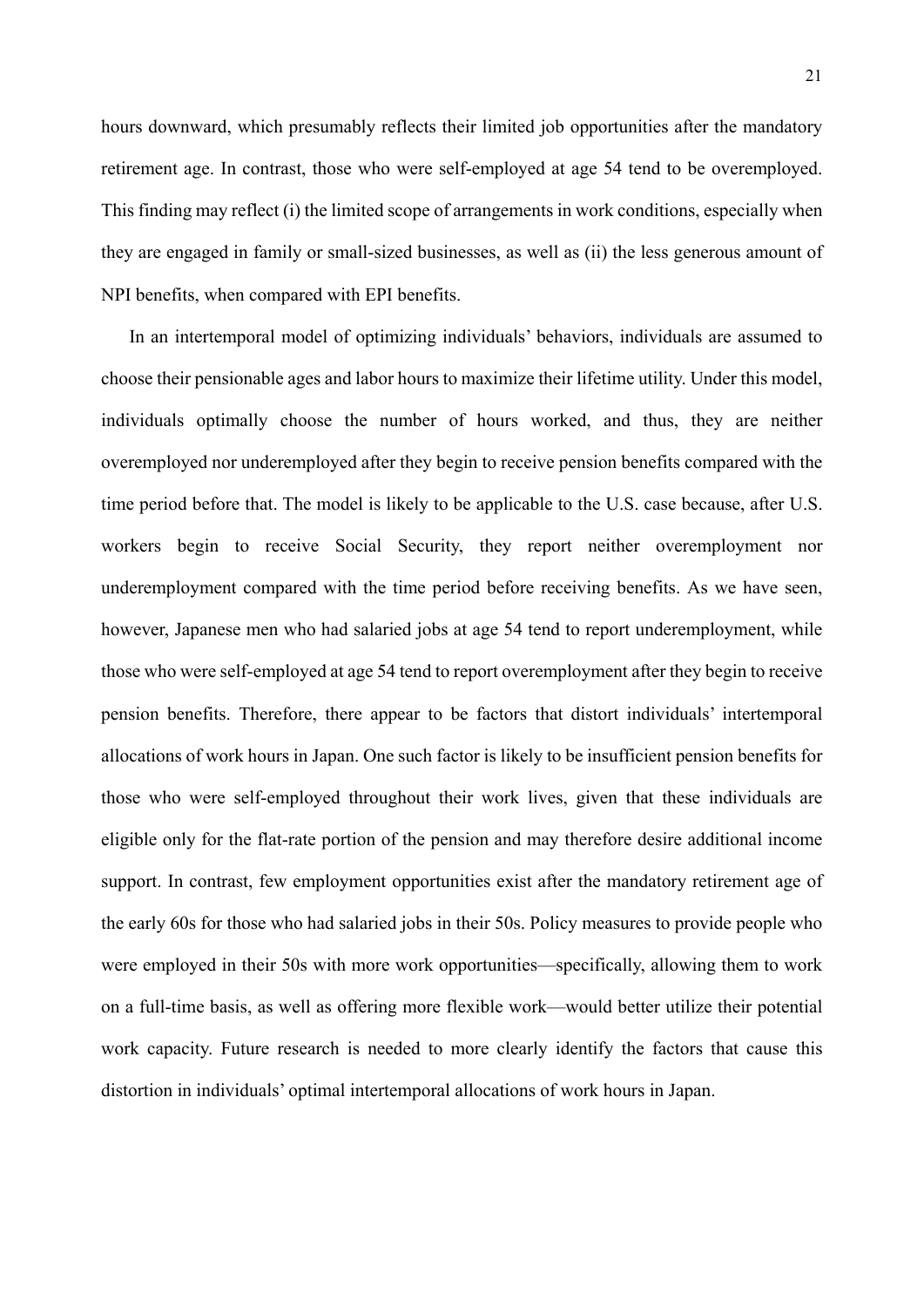hours downward, which presumably reflects their limited job opportunities after the mandatory retirement age. In contrast, those who were self-employed at age 54 tend to be overemployed. This finding may reflect (i) the limited scope of arrangements in work conditions, especially when they are engaged in family or small-sized businesses, as well as (ii) the less generous amount of NPI benefits, when compared with EPI benefits.

In an intertemporal model of optimizing individuals' behaviors, individuals are assumed to choose their pensionable ages and labor hours to maximize their lifetime utility. Under this model, individuals optimally choose the number of hours worked, and thus, they are neither overemployed nor underemployed after they begin to receive pension benefits compared with the time period before that. The model is likely to be applicable to the U.S. case because, after U.S. workers begin to receive Social Security, they report neither overemployment nor underemployment compared with the time period before receiving benefits. As we have seen, however, Japanese men who had salaried jobs at age 54 tend to report underemployment, while those who were self-employed at age 54 tend to report overemployment after they begin to receive pension benefits. Therefore, there appear to be factors that distort individuals' intertemporal allocations of work hours in Japan. One such factor is likely to be insufficient pension benefits for those who were self-employed throughout their work lives, given that these individuals are eligible only for the flat-rate portion of the pension and may therefore desire additional income support. In contrast, few employment opportunities exist after the mandatory retirement age of the early 60s for those who had salaried jobs in their 50s. Policy measures to provide people who were employed in their 50s with more work opportunities—specifically, allowing them to work on a full-time basis, as well as offering more flexible work—would better utilize their potential work capacity. Future research is needed to more clearly identify the factors that cause this distortion in individuals' optimal intertemporal allocations of work hours in Japan.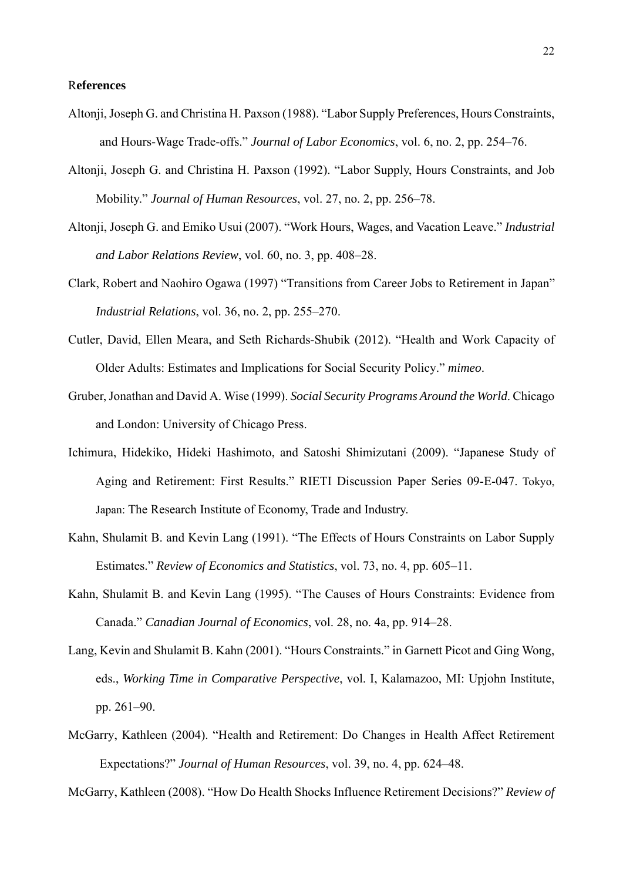# References

Altonji, Joseph G. and Christina H. Paxson (1988). "Labor Supply Preferences, Hours Constraints, and Hours-Wage Trade-offs." *Journal of Labor Economics*, vol. 6, no. 2, pp. 254–76.

Altonji, Joseph G. and Christina H. Paxson (1992). "Labor Supply, Hours Constraints, and Job Mobility." *Journal of Human Resources*, vol. 27, no. 2, pp. 256–78.

Altonji, Joseph G. and Emiko Usui (2007). "Work Hours, Wages, and Vacation Leave." *Industrial and Labor Relations Review*, vol. 60, no. 3, pp. 408–28.

Clark, Robert and Naohiro Ogawa (1997) "Transitions from Career Jobs to Retirement in Japan" *Industrial Relations*, vol. 36, no. 2, pp. 255–270.

Cutler, David, Ellen Meara, and Seth Richards-Shubik (2012). "Health and Work Capacity of Older Adults: Estimates and Implications for Social Security Policy." *mimeo*.

Gruber, Jonathan and David A. Wise (1999). *Social Security Programs Around the World*. Chicago and London: University of Chicago Press.

Ichimura, Hidekiko, Hideki Hashimoto, and Satoshi Shimizutani (2009). "Japanese Study of Aging and Retirement: First Results." RIETI Discussion Paper Series 09-E-047. Tokyo, Japan: The Research Institute of Economy, Trade and Industry.

Kahn, Shulamit B. and Kevin Lang (1991). "The Effects of Hours Constraints on Labor Supply Estimates." *Review of Economics and Statistics*, vol. 73, no. 4, pp. 605–11.

Kahn, Shulamit B. and Kevin Lang (1995). "The Causes of Hours Constraints: Evidence from Canada." *Canadian Journal of Economics*, vol. 28, no. 4a, pp. 914–28.

Lang, Kevin and Shulamit B. Kahn (2001). "Hours Constraints." in Garnett Picot and Ging Wong, eds., *Working Time in Comparative Perspective*, vol. I, Kalamazoo, MI: Upjohn Institute, pp. 261–90.

McGarry, Kathleen (2004). "Health and Retirement: Do Changes in Health Affect Retirement Expectations?" *Journal of Human Resources*, vol. 39, no. 4, pp. 624–48.

McGarry, Kathleen (2008). "How Do Health Shocks Influence Retirement Decisions?" *Review of*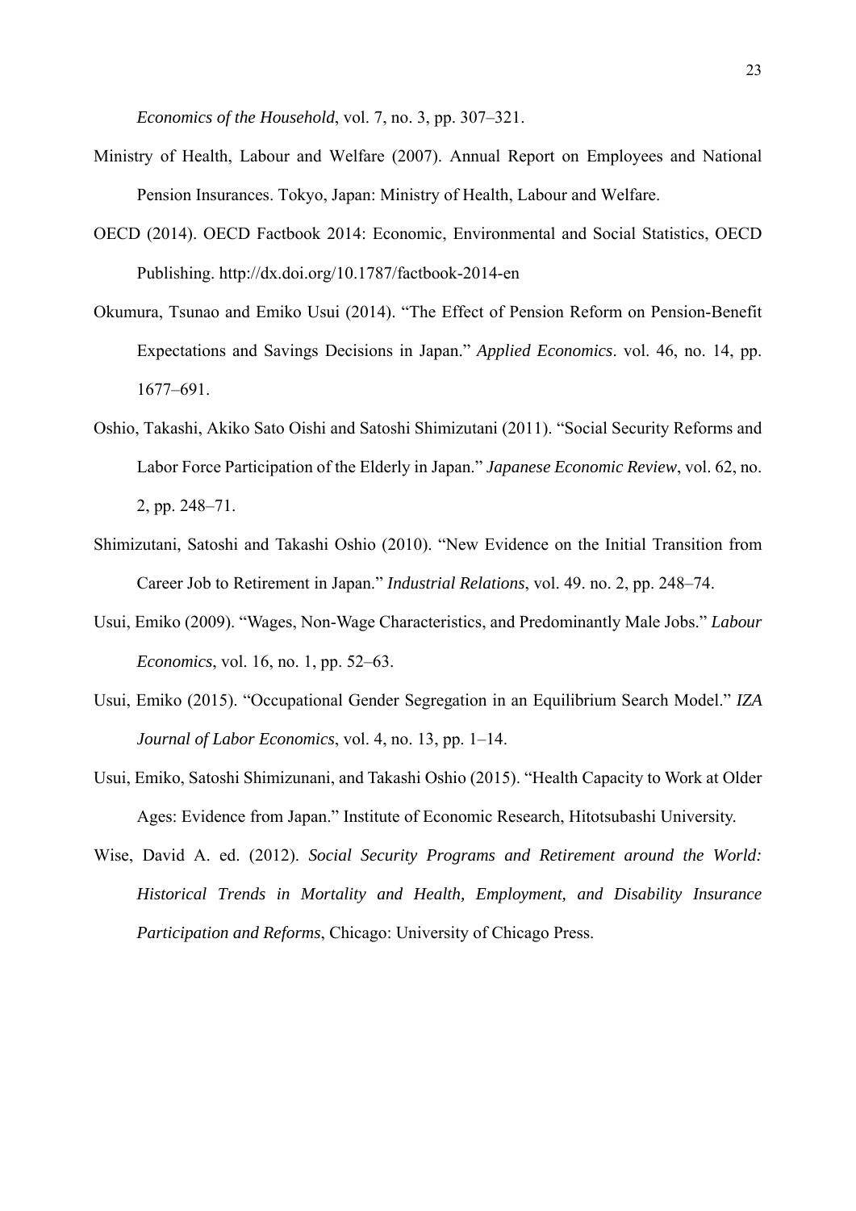*Economics of the Household*, vol. 7, no. 3, pp. 307–321.

Ministry of Health, Labour and Welfare (2007). Annual Report on Employees and National Pension Insurances. Tokyo, Japan: Ministry of Health, Labour and Welfare.

OECD (2014). OECD Factbook 2014: Economic, Environmental and Social Statistics, OECD Publishing. http://dx.doi.org/10.1787/factbook-2014-en

Okumura, Tsunao and Emiko Usui (2014). "The Effect of Pension Reform on Pension-Benefit Expectations and Savings Decisions in Japan." *Applied Economics*. vol. 46, no. 14, pp. 1677–691.

Oshio, Takashi, Akiko Sato Oishi and Satoshi Shimizutani (2011). "Social Security Reforms and Labor Force Participation of the Elderly in Japan." *Japanese Economic Review*, vol. 62, no. 2, pp. 248–71.

Shimizutani, Satoshi and Takashi Oshio (2010). "New Evidence on the Initial Transition from Career Job to Retirement in Japan." *Industrial Relations*, vol. 49. no. 2, pp. 248–74.

Usui, Emiko (2009). "Wages, Non-Wage Characteristics, and Predominantly Male Jobs." *Labour Economics*, vol. 16, no. 1, pp. 52–63.

Usui, Emiko (2015). "Occupational Gender Segregation in an Equilibrium Search Model." *IZA Journal of Labor Economics*, vol. 4, no. 13, pp. 1–14.

Usui, Emiko, Satoshi Shimizunani, and Takashi Oshio (2015). "Health Capacity to Work at Older Ages: Evidence from Japan." Institute of Economic Research, Hitotsubashi University.

Wise, David A. ed. (2012). *Social Security Programs and Retirement around the World: Historical Trends in Mortality and Health, Employment, and Disability Insurance Participation and Reforms*, Chicago: University of Chicago Press.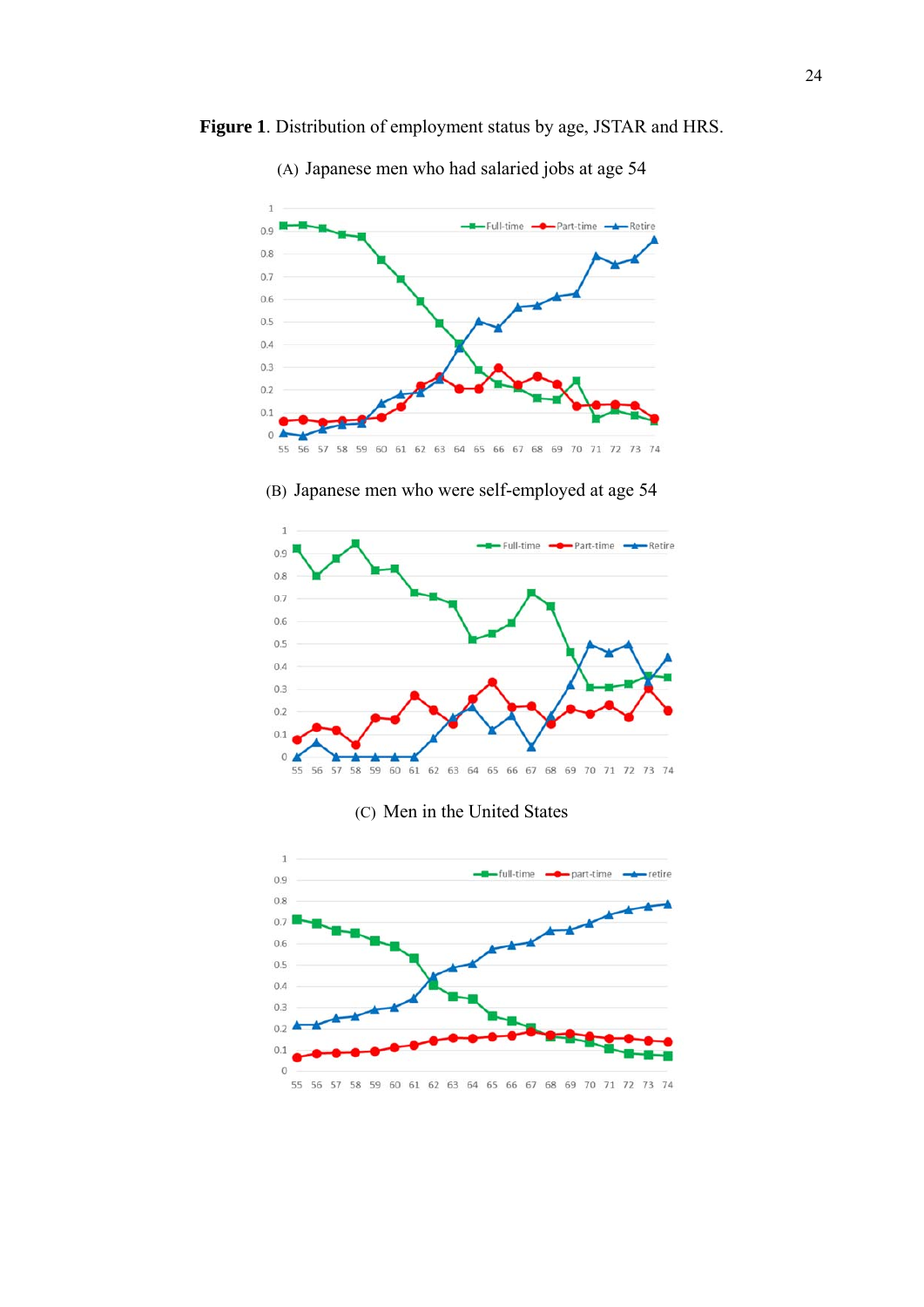**Figure 1**. Distribution of employment status by age, JSTAR and HRS.

(A) Japanese men who had salaried jobs at age 54

(B) Japanese men who were self-employed at age 54

(C) Men in the United States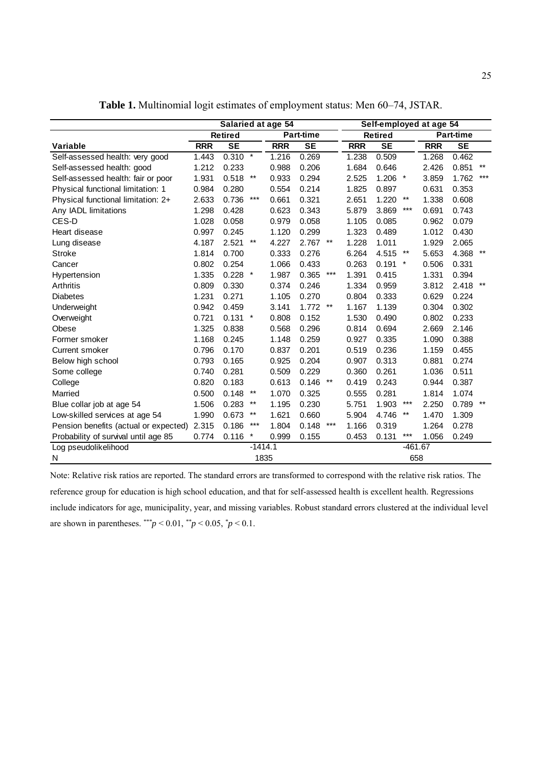**Table 1.** Multinomial logit estimates of employment status: Men 60–74, JSTAR.

| | Salaried at age 54 | | | | | | Self-employed at age 54 | | | | | |
|---|---|---|---|---|---|---|---|---|---|---|---|---|
| | Retired | | | Part-time | | | Retired | | | Part-time | | |
| Variable | RRR | SE | | RRR | SE | | RRR | SE | | RRR | SE | |
| Self-assessed health: very good | 1.443 | 0.310 | * | 1.216 | 0.269 | | 1.238 | 0.509 | | 1.268 | 0.462 | |
| Self-assessed health: good | 1.212 | 0.233 | | 0.988 | 0.206 | | 1.684 | 0.646 | | 2.426 | 0.851 | ** |
| Self-assessed health: fair or poor | 1.931 | 0.518 | ** | 0.933 | 0.294 | | 2.525 | 1.206 | * | 3.859 | 1.762 | *** |
| Physical functional limitation: 1 | 0.984 | 0.280 | | 0.554 | 0.214 | | 1.825 | 0.897 | | 0.631 | 0.353 | |
| Physical functional limitation: 2+ | 2.633 | 0.736 | *** | 0.661 | 0.321 | | 2.651 | 1.220 | ** | 1.338 | 0.608 | |
| Any IADL limitations | 1.298 | 0.428 | | 0.623 | 0.343 | | 5.879 | 3.869 | *** | 0.691 | 0.743 | |
| CES-D | 1.028 | 0.058 | | 0.979 | 0.058 | | 1.105 | 0.085 | | 0.962 | 0.079 | |
| Heart disease | 0.997 | 0.245 | | 1.120 | 0.299 | | 1.323 | 0.489 | | 1.012 | 0.430 | |
| Lung disease | 4.187 | 2.521 | ** | 4.227 | 2.767 | ** | 1.228 | 1.011 | | 1.929 | 2.065 | |
| Stroke | 1.814 | 0.700 | | 0.333 | 0.276 | | 6.264 | 4.515 | ** | 5.653 | 4.368 | ** |
| Cancer | 0.802 | 0.254 | | 1.066 | 0.433 | | 0.263 | 0.191 | * | 0.506 | 0.331 | |
| Hypertension | 1.335 | 0.228 | * | 1.987 | 0.365 | *** | 1.391 | 0.415 | | 1.331 | 0.394 | |
| Arthritis | 0.809 | 0.330 | | 0.374 | 0.246 | | 1.334 | 0.959 | | 3.812 | 2.418 | ** |
| Diabetes | 1.231 | 0.271 | | 1.105 | 0.270 | | 0.804 | 0.333 | | 0.629 | 0.224 | |
| Underweight | 0.942 | 0.459 | | 3.141 | 1.772 | ** | 1.167 | 1.139 | | 0.304 | 0.302 | |
| Overweight | 0.721 | 0.131 | * | 0.808 | 0.152 | | 1.530 | 0.490 | | 0.802 | 0.233 | |
| Obese | 1.325 | 0.838 | | 0.568 | 0.296 | | 0.814 | 0.694 | | 2.669 | 2.146 | |
| Former smoker | 1.168 | 0.245 | | 1.148 | 0.259 | | 0.927 | 0.335 | | 1.090 | 0.388 | |
| Current smoker | 0.796 | 0.170 | | 0.837 | 0.201 | | 0.519 | 0.236 | | 1.159 | 0.455 | |
| Below high school | 0.793 | 0.165 | | 0.925 | 0.204 | | 0.907 | 0.313 | | 0.881 | 0.274 | |
| Some college | 0.740 | 0.281 | | 0.509 | 0.229 | | 0.360 | 0.261 | | 1.036 | 0.511 | |
| College | 0.820 | 0.183 | | 0.613 | 0.146 | ** | 0.419 | 0.243 | | 0.944 | 0.387 | |
| Married | 0.500 | 0.148 | ** | 1.070 | 0.325 | | 0.555 | 0.281 | | 1.814 | 1.074 | |
| Blue collar job at age 54 | 1.506 | 0.283 | ** | 1.195 | 0.230 | | 5.751 | 1.903 | *** | 2.250 | 0.789 | ** |
| Low-skilled services at age 54 | 1.990 | 0.673 | ** | 1.621 | 0.660 | | 5.904 | 4.746 | ** | 1.470 | 1.309 | |
| Pension benefits (actual or expected) | 2.315 | 0.186 | *** | 1.804 | 0.148 | *** | 1.166 | 0.319 | | 1.264 | 0.278 | |
| Probability of survival until age 85 | 0.774 | 0.116 | * | 0.999 | 0.155 | | 0.453 | 0.131 | *** | 1.056 | 0.249 | |
| Log pseudolikelihood | | | -1414.1 | | | | | | -461.67 | | | |
| N | | | 1835 | | | | | | 658 | | | |

Note: Relative risk ratios are reported. The standard errors are transformed to correspond with the relative risk ratios. The reference group for education is high school education, and that for self-assessed health is excellent health. Regressions include indicators for age, municipality, year, and missing variables. Robust standard errors clustered at the individual level are shown in parentheses. $^{***}p < 0.01$, $^{**}p < 0.05$, $^{*}p < 0.1$.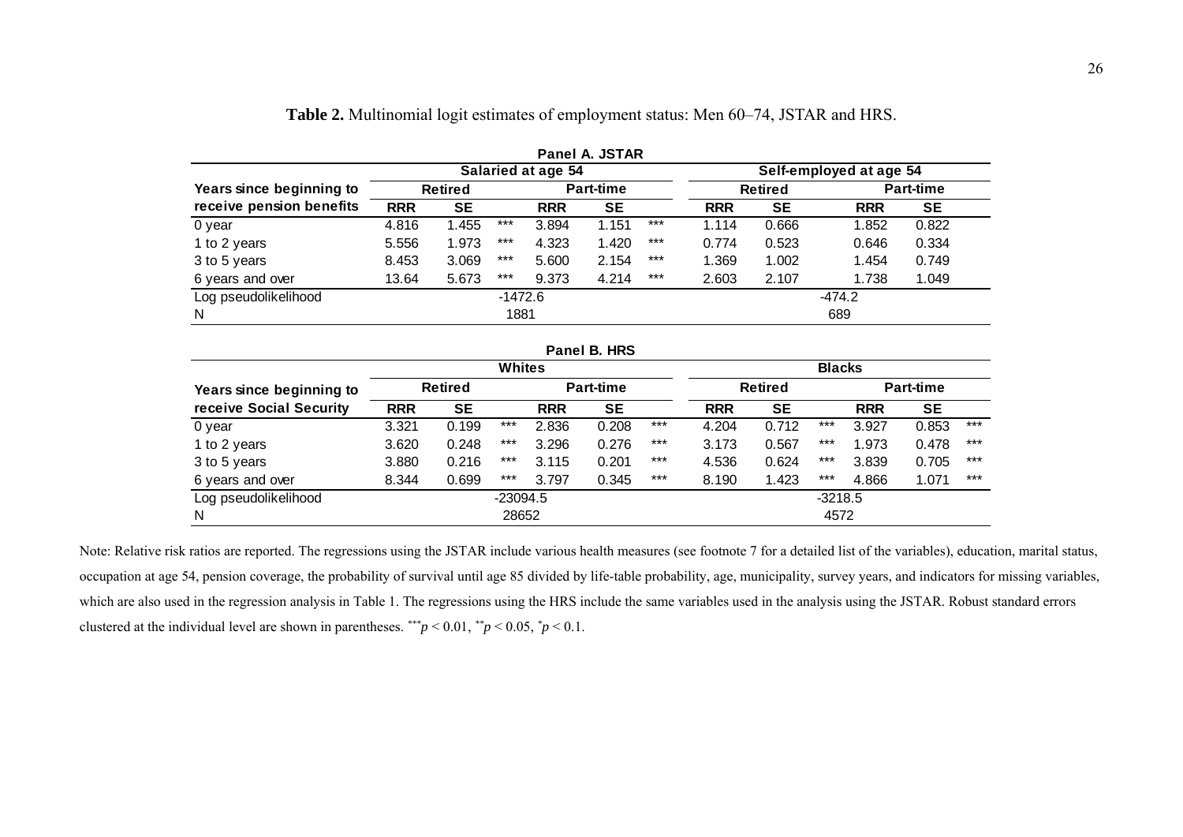**Table 2.** Multinomial logit estimates of employment status: Men 60–74, JSTAR and HRS.

**Panel A. JSTAR**

| Years since beginning to receive pension benefits | Salaried at age 54 | | | | | | Self-employed at age 54 | | | |
|---|---|---|---|---|---|---|---|---|---|---|
| | Retired | | | Part-time | | | Retired | | Part-time | |
| | RRR | SE | | RRR | SE | | RRR | SE | RRR | SE |
| 0 year | 4.816 | 1.455 | *** | 3.894 | 1.151 | *** | 1.114 | 0.666 | 1.852 | 0.822 |
| 1 to 2 years | 5.556 | 1.973 | *** | 4.323 | 1.420 | *** | 0.774 | 0.523 | 0.646 | 0.334 |
| 3 to 5 years | 8.453 | 3.069 | *** | 5.600 | 2.154 | *** | 1.369 | 1.002 | 1.454 | 0.749 |
| 6 years and over | 13.64 | 5.673 | *** | 9.373 | 4.214 | *** | 2.603 | 2.107 | 1.738 | 1.049 |
| Log pseudolikelihood | | | -1472.6 | | | | | | -474.2 | |
| N | | | 1881 | | | | | | 689 | |

**Panel B. HRS**

| Years since beginning to receive Social Security | Whites | | | | | | Blacks | | | | | |
|---|---|---|---|---|---|---|---|---|---|---|---|---|
| | Retired | | | Part-time | | | Retired | | | Part-time | | |
| | RRR | SE | | RRR | SE | | RRR | SE | | RRR | SE | |
| 0 year | 3.321 | 0.199 | *** | 2.836 | 0.208 | *** | 4.204 | 0.712 | *** | 3.927 | 0.853 | *** |
| 1 to 2 years | 3.620 | 0.248 | *** | 3.296 | 0.276 | *** | 3.173 | 0.567 | *** | 1.973 | 0.478 | *** |
| 3 to 5 years | 3.880 | 0.216 | *** | 3.115 | 0.201 | *** | 4.536 | 0.624 | *** | 3.839 | 0.705 | *** |
| 6 years and over | 8.344 | 0.699 | *** | 3.797 | 0.345 | *** | 8.190 | 1.423 | *** | 4.866 | 1.071 | *** |
| Log pseudolikelihood | | | -23094.5 | | | | | | -3218.5 | | | |
| N | | | 28652 | | | | | | 4572 | | | |

Note: Relative risk ratios are reported. The regressions using the JSTAR include various health measures (see footnote 7 for a detailed list of the variables), education, marital status, occupation at age 54, pension coverage, the probability of survival until age 85 divided by life-table probability, age, municipality, survey years, and indicators for missing variables, which are also used in the regression analysis in Table 1. The regressions using the HRS include the same variables used in the analysis using the JSTAR. Robust standard errors clustered at the individual level are shown in parentheses. $^{***}p < 0.01$, $^{**}p < 0.05$, $^{*}p < 0.1$.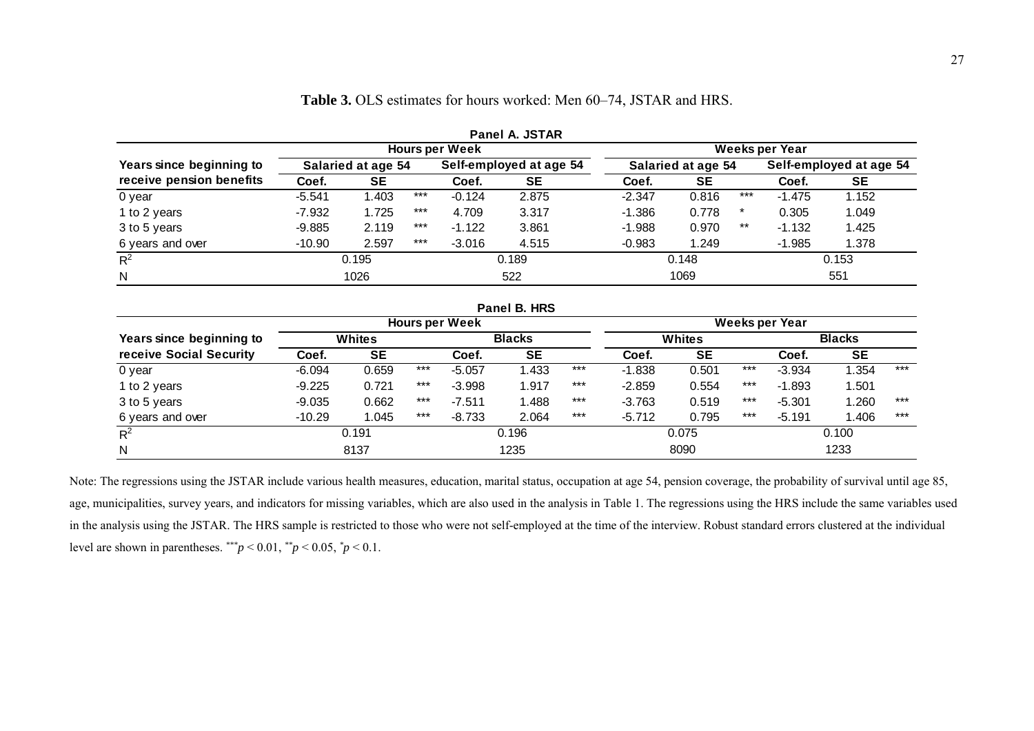**Table 3.** OLS estimates for hours worked: Men 60–74, JSTAR and HRS.

**Panel A. JSTAR**

| Years since beginning to receive pension benefits | Hours per Week | | | | | | Weeks per Year | | | | | |
|---|---|---|---|---|---|---|---|---|---|---|---|---|
| | Salaried at age 54 | | | Self-employed at age 54 | | | Salaried at age 54 | | | Self-employed at age 54 | | |
| | Coef. | SE | | Coef. | SE | | Coef. | SE | | Coef. | SE | |
| 0 year | -5.541 | 1.403 | *** | -0.124 | 2.875 | | -2.347 | 0.816 | *** | -1.475 | 1.152 | |
| 1 to 2 years | -7.932 | 1.725 | *** | 4.709 | 3.317 | | -1.386 | 0.778 | * | 0.305 | 1.049 | |
| 3 to 5 years | -9.885 | 2.119 | *** | -1.122 | 3.861 | | -1.988 | 0.970 | ** | -1.132 | 1.425 | |
| 6 years and over | -10.90 | 2.597 | *** | -3.016 | 4.515 | | -0.983 | 1.249 | | -1.985 | 1.378 | |
| $R^2$ | 0.195 | | | 0.189 | | | 0.148 | | | 0.153 | | |
| N | 1026 | | | 522 | | | 1069 | | | 551 | | |

**Panel B. HRS**

| Years since beginning to receive Social Security | Hours per Week | | | | | | Weeks per Year | | | | | |
|---|---|---|---|---|---|---|---|---|---|---|---|---|
| | Whites | | | Blacks | | | Whites | | | Blacks | | |
| | Coef. | SE | | Coef. | SE | | Coef. | SE | | Coef. | SE | |
| 0 year | -6.094 | 0.659 | *** | -5.057 | 1.433 | *** | -1.838 | 0.501 | *** | -3.934 | 1.354 | *** |
| 1 to 2 years | -9.225 | 0.721 | *** | -3.998 | 1.917 | *** | -2.859 | 0.554 | *** | -1.893 | 1.501 | |
| 3 to 5 years | -9.035 | 0.662 | *** | -7.511 | 1.488 | *** | -3.763 | 0.519 | *** | -5.301 | 1.260 | *** |
| 6 years and over | -10.29 | 1.045 | *** | -8.733 | 2.064 | *** | -5.712 | 0.795 | *** | -5.191 | 1.406 | *** |
| $R^2$ | 0.191 | | | 0.196 | | | 0.075 | | | 0.100 | | |
| N | 8137 | | | 1235 | | | 8090 | | | 1233 | | |

Note: The regressions using the JSTAR include various health measures, education, marital status, occupation at age 54, pension coverage, the probability of survival until age 85, age, municipalities, survey years, and indicators for missing variables, which are also used in the analysis in Table 1. The regressions using the HRS include the same variables used in the analysis using the JSTAR. The HRS sample is restricted to those who were not self-employed at the time of the interview. Robust standard errors clustered at the individual level are shown in parentheses. $^{***}p < 0.01$, $^{**}p < 0.05$, $^{*}p < 0.1$.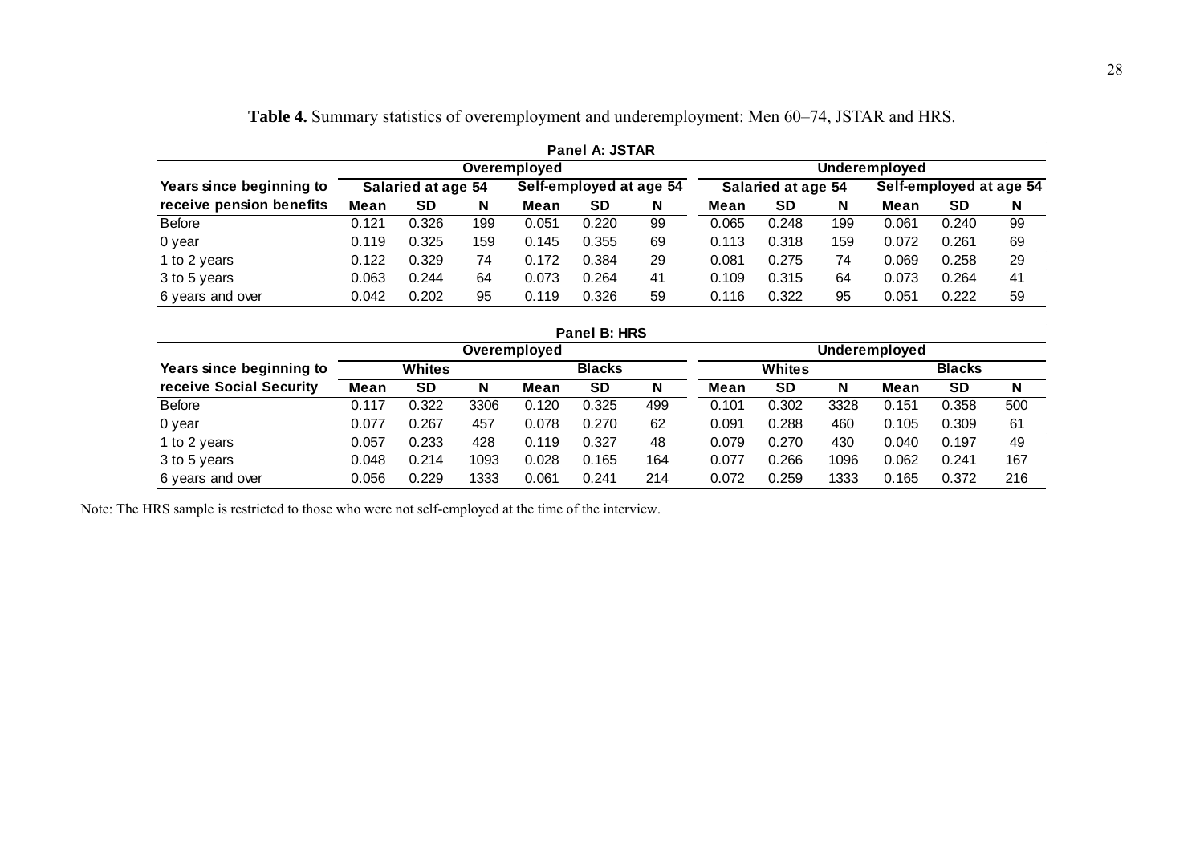**Table 4.** Summary statistics of overemployment and underemployment: Men 60–74, JSTAR and HRS.

**Panel A: JSTAR**

| Years since beginning to receive pension benefits | Overemployed | | | | | | Underemployed | | | | | |
|---|---|---|---|---|---|---|---|---|---|---|---|---|
| | Salaried at age 54 | | | Self-employed at age 54 | | | Salaried at age 54 | | | Self-employed at age 54 | | |
| | Mean | SD | N | Mean | SD | N | Mean | SD | N | Mean | SD | N |
| Before | 0.121 | 0.326 | 199 | 0.051 | 0.220 | 99 | 0.065 | 0.248 | 199 | 0.061 | 0.240 | 99 |
| 0 year | 0.119 | 0.325 | 159 | 0.145 | 0.355 | 69 | 0.113 | 0.318 | 159 | 0.072 | 0.261 | 69 |
| 1 to 2 years | 0.122 | 0.329 | 74 | 0.172 | 0.384 | 29 | 0.081 | 0.275 | 74 | 0.069 | 0.258 | 29 |
| 3 to 5 years | 0.063 | 0.244 | 64 | 0.073 | 0.264 | 41 | 0.109 | 0.315 | 64 | 0.073 | 0.264 | 41 |
| 6 years and over | 0.042 | 0.202 | 95 | 0.119 | 0.326 | 59 | 0.116 | 0.322 | 95 | 0.051 | 0.222 | 59 |

**Panel B: HRS**

| Years since beginning to receive Social Security | Overemployed | | | | | | Underemployed | | | | | |
|---|---|---|---|---|---|---|---|---|---|---|---|---|
| | Whites | | | Blacks | | | Whites | | | Blacks | | |
| | Mean | SD | N | Mean | SD | N | Mean | SD | N | Mean | SD | N |
| Before | 0.117 | 0.322 | 3306 | 0.120 | 0.325 | 499 | 0.101 | 0.302 | 3328 | 0.151 | 0.358 | 500 |
| 0 year | 0.077 | 0.267 | 457 | 0.078 | 0.270 | 62 | 0.091 | 0.288 | 460 | 0.105 | 0.309 | 61 |
| 1 to 2 years | 0.057 | 0.233 | 428 | 0.119 | 0.327 | 48 | 0.079 | 0.270 | 430 | 0.040 | 0.197 | 49 |
| 3 to 5 years | 0.048 | 0.214 | 1093 | 0.028 | 0.165 | 164 | 0.077 | 0.266 | 1096 | 0.062 | 0.241 | 167 |
| 6 years and over | 0.056 | 0.229 | 1333 | 0.061 | 0.241 | 214 | 0.072 | 0.259 | 1333 | 0.165 | 0.372 | 216 |

Note: The HRS sample is restricted to those who were not self-employed at the time of the interview.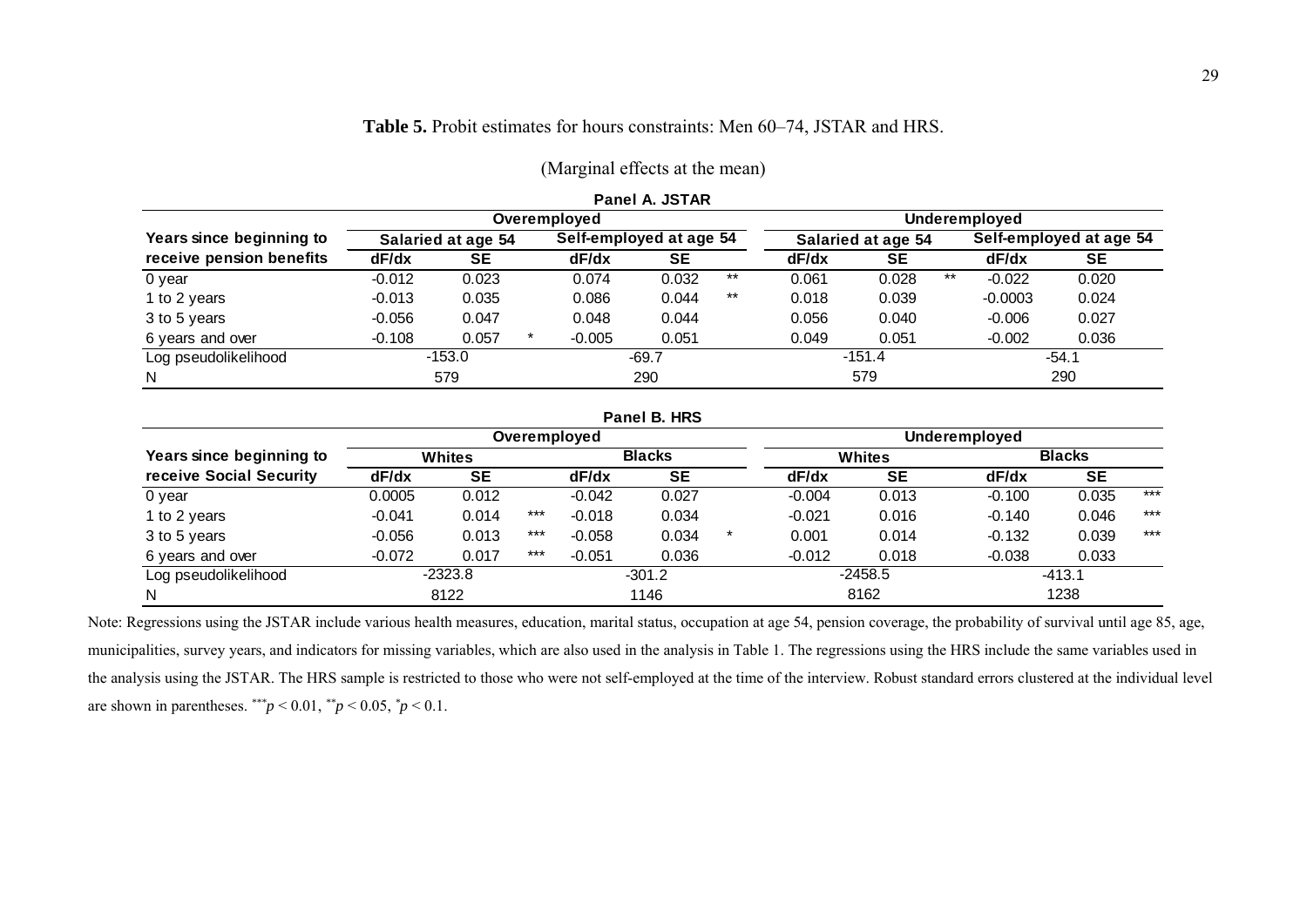**Table 5.** Probit estimates for hours constraints: Men 60–74, JSTAR and HRS.

(Marginal effects at the mean)

**Panel A. JSTAR**

| Years since beginning to receive pension benefits | Overemployed | | | | | | Underemployed | | | | | |
|---|---|---|---|---|---|---|---|---|---|---|---|---|
| | Salaried at age 54 | | | Self-employed at age 54 | | | Salaried at age 54 | | | Self-employed at age 54 | | |
| | dF/dx | SE | | dF/dx | SE | | dF/dx | SE | | dF/dx | SE | |
| 0 year | -0.012 | 0.023 | | 0.074 | 0.032 | ** | 0.061 | 0.028 | ** | -0.022 | 0.020 | |
| 1 to 2 years | -0.013 | 0.035 | | 0.086 | 0.044 | ** | 0.018 | 0.039 | | -0.0003 | 0.024 | |
| 3 to 5 years | -0.056 | 0.047 | | 0.048 | 0.044 | | 0.056 | 0.040 | | -0.006 | 0.027 | |
| 6 years and over | -0.108 | 0.057 | * | -0.005 | 0.051 | | 0.049 | 0.051 | | -0.002 | 0.036 | |
| Log pseudolikelihood | -153.0 | | | -69.7 | | | -151.4 | | | -54.1 | | |
| N | 579 | | | 290 | | | 579 | | | 290 | | |

**Panel B. HRS**

| Years since beginning to receive Social Security | Overemployed | | | | | | Underemployed | | | | | |
|---|---|---|---|---|---|---|---|---|---|---|---|---|
| | Whites | | | Blacks | | | Whites | | | Blacks | | |
| | dF/dx | SE | | dF/dx | SE | | dF/dx | SE | | dF/dx | SE | |
| 0 year | 0.0005 | 0.012 | | -0.042 | 0.027 | | -0.004 | 0.013 | | -0.100 | 0.035 | *** |
| 1 to 2 years | -0.041 | 0.014 | *** | -0.018 | 0.034 | | -0.021 | 0.016 | | -0.140 | 0.046 | *** |
| 3 to 5 years | -0.056 | 0.013 | *** | -0.058 | 0.034 | * | 0.001 | 0.014 | | -0.132 | 0.039 | *** |
| 6 years and over | -0.072 | 0.017 | *** | -0.051 | 0.036 | | -0.012 | 0.018 | | -0.038 | 0.033 | |
| Log pseudolikelihood | -2323.8 | | | -301.2 | | | -2458.5 | | | -413.1 | | |
| N | 8122 | | | 1146 | | | 8162 | | | 1238 | | |

Note: Regressions using the JSTAR include various health measures, education, marital status, occupation at age 54, pension coverage, the probability of survival until age 85, age, municipalities, survey years, and indicators for missing variables, which are also used in the analysis in Table 1. The regressions using the HRS include the same variables used in the analysis using the JSTAR. The HRS sample is restricted to those who were not self-employed at the time of the interview. Robust standard errors clustered at the individual level are shown in parentheses. ***$p < 0.01$, **$p < 0.05$, *$p < 0.1$.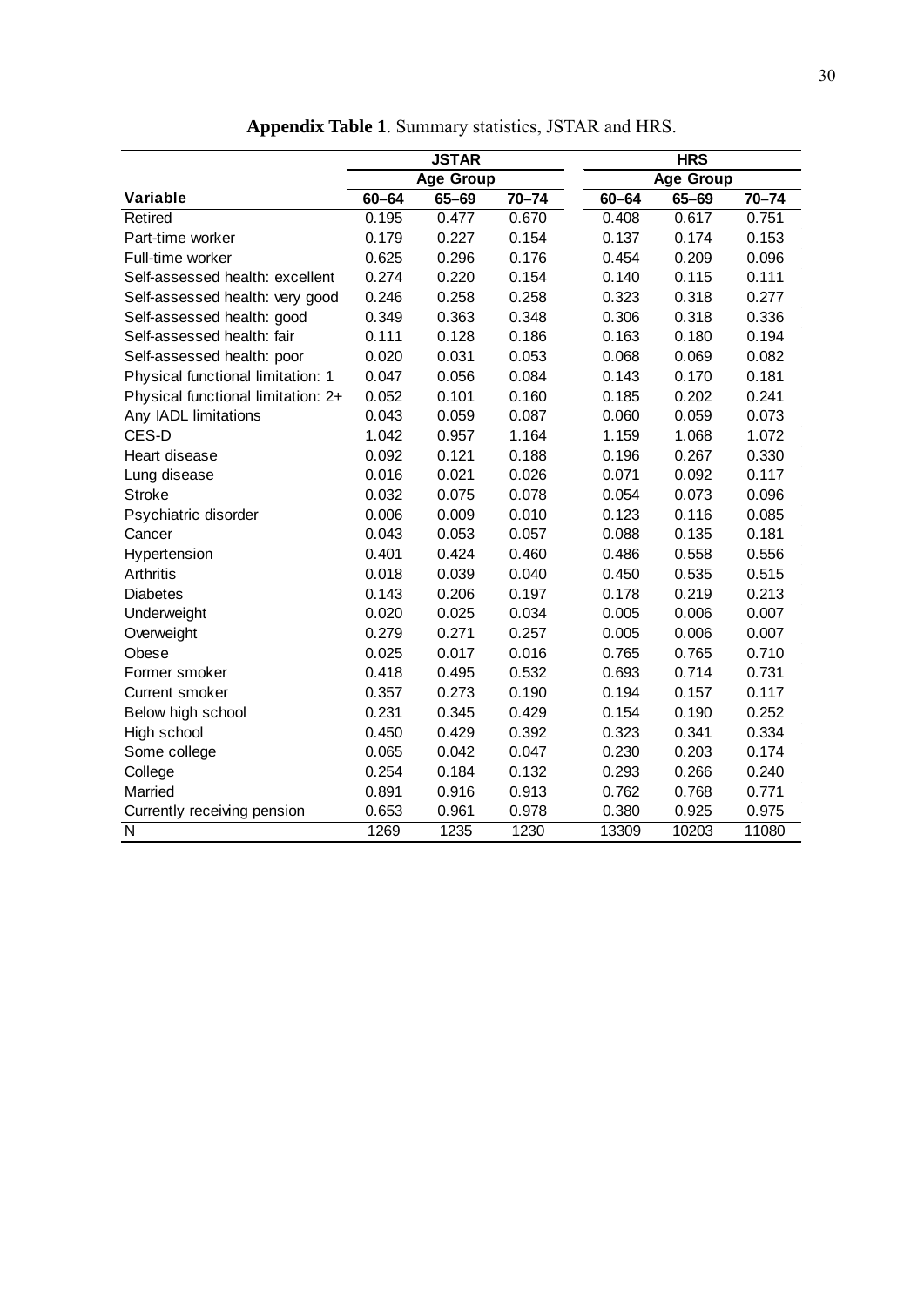**Appendix Table 1**. Summary statistics, JSTAR and HRS.

| | JSTAR | | | HRS | | |
|---|---|---|---|---|---|---|
| | Age Group | | | Age Group | | |
| **Variable** | **60–64** | **65–69** | **70–74** | **60–64** | **65–69** | **70–74** |
| Retired | 0.195 | 0.477 | 0.670 | 0.408 | 0.617 | 0.751 |
| Part-time worker | 0.179 | 0.227 | 0.154 | 0.137 | 0.174 | 0.153 |
| Full-time worker | 0.625 | 0.296 | 0.176 | 0.454 | 0.209 | 0.096 |
| Self-assessed health: excellent | 0.274 | 0.220 | 0.154 | 0.140 | 0.115 | 0.111 |
| Self-assessed health: very good | 0.246 | 0.258 | 0.258 | 0.323 | 0.318 | 0.277 |
| Self-assessed health: good | 0.349 | 0.363 | 0.348 | 0.306 | 0.318 | 0.336 |
| Self-assessed health: fair | 0.111 | 0.128 | 0.186 | 0.163 | 0.180 | 0.194 |
| Self-assessed health: poor | 0.020 | 0.031 | 0.053 | 0.068 | 0.069 | 0.082 |
| Physical functional limitation: 1 | 0.047 | 0.056 | 0.084 | 0.143 | 0.170 | 0.181 |
| Physical functional limitation: 2+ | 0.052 | 0.101 | 0.160 | 0.185 | 0.202 | 0.241 |
| Any IADL limitations | 0.043 | 0.059 | 0.087 | 0.060 | 0.059 | 0.073 |
| CES-D | 1.042 | 0.957 | 1.164 | 1.159 | 1.068 | 1.072 |
| Heart disease | 0.092 | 0.121 | 0.188 | 0.196 | 0.267 | 0.330 |
| Lung disease | 0.016 | 0.021 | 0.026 | 0.071 | 0.092 | 0.117 |
| Stroke | 0.032 | 0.075 | 0.078 | 0.054 | 0.073 | 0.096 |
| Psychiatric disorder | 0.006 | 0.009 | 0.010 | 0.123 | 0.116 | 0.085 |
| Cancer | 0.043 | 0.053 | 0.057 | 0.088 | 0.135 | 0.181 |
| Hypertension | 0.401 | 0.424 | 0.460 | 0.486 | 0.558 | 0.556 |
| Arthritis | 0.018 | 0.039 | 0.040 | 0.450 | 0.535 | 0.515 |
| Diabetes | 0.143 | 0.206 | 0.197 | 0.178 | 0.219 | 0.213 |
| Underweight | 0.020 | 0.025 | 0.034 | 0.005 | 0.006 | 0.007 |
| Overweight | 0.279 | 0.271 | 0.257 | 0.005 | 0.006 | 0.007 |
| Obese | 0.025 | 0.017 | 0.016 | 0.765 | 0.765 | 0.710 |
| Former smoker | 0.418 | 0.495 | 0.532 | 0.693 | 0.714 | 0.731 |
| Current smoker | 0.357 | 0.273 | 0.190 | 0.194 | 0.157 | 0.117 |
| Below high school | 0.231 | 0.345 | 0.429 | 0.154 | 0.190 | 0.252 |
| High school | 0.450 | 0.429 | 0.392 | 0.323 | 0.341 | 0.334 |
| Some college | 0.065 | 0.042 | 0.047 | 0.230 | 0.203 | 0.174 |
| College | 0.254 | 0.184 | 0.132 | 0.293 | 0.266 | 0.240 |
| Married | 0.891 | 0.916 | 0.913 | 0.762 | 0.768 | 0.771 |
| Currently receiving pension | 0.653 | 0.961 | 0.978 | 0.380 | 0.925 | 0.975 |
| N | 1269 | 1235 | 1230 | 13309 | 10203 | 11080 |